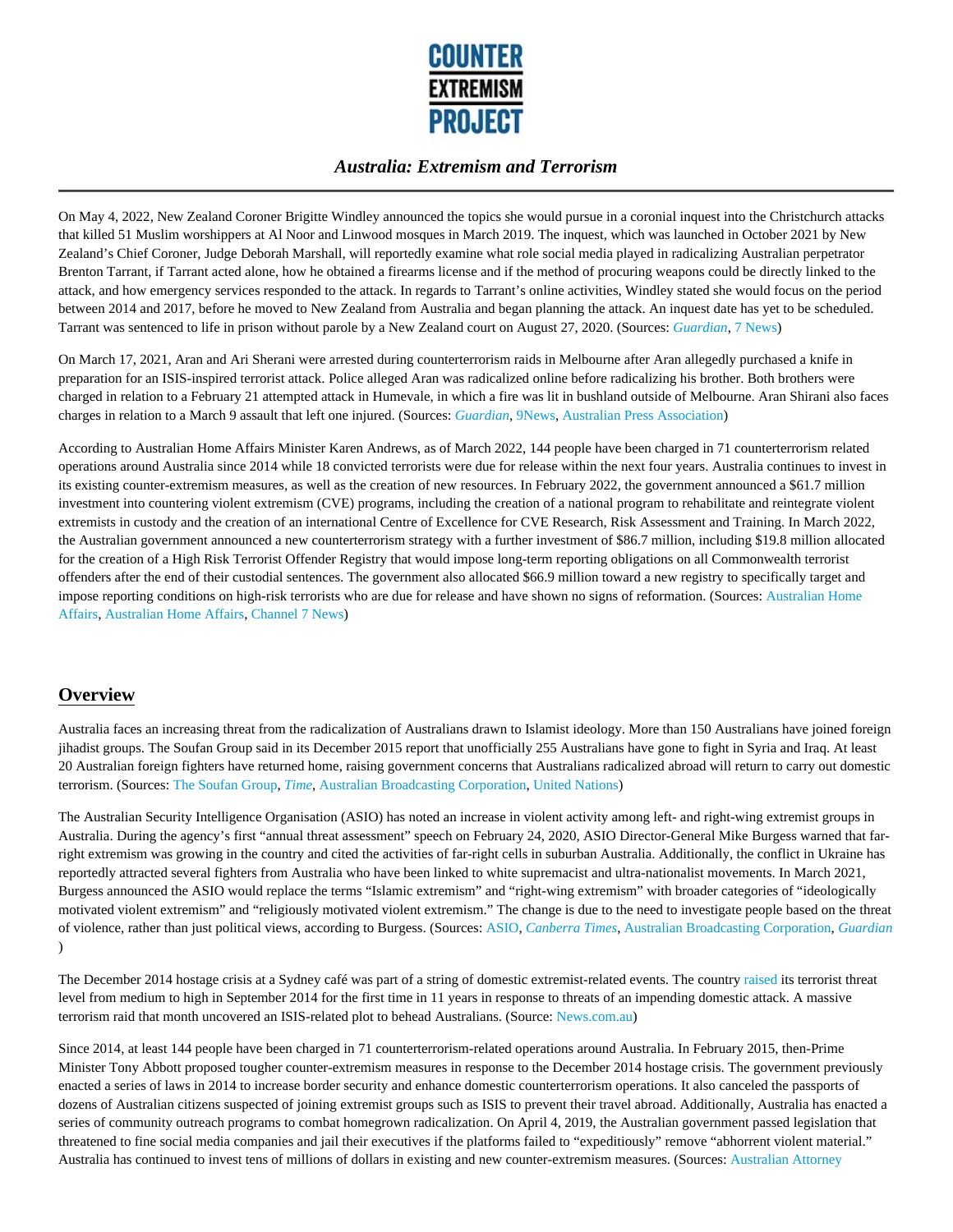# Australia: Extremism and Terrorism

On May 4, 2022, New Zealand Coroner Brigitte Windley announced the topics she would pursue in a coronial inquest into the Christchurch attacks that killed 51 Muslim worshippers at Al Noor and Linwood mosques in March 2019. The inquest, which was launched in October 2021 by New Zealand's Chief Coroner, Judge Deborah Marshall, will reportedly examine what role social media played in radicalizing Australian perpetrator Brenton Tarrant, if Tarrant acted alone, how he obtained a firearms license and if the method of procuring weapons could be directly linked to the attack, and how emergency services responded to the attack. In regards to Tarrant's online activities, Windley stated she would focus on the period between 2014 and 2017, before he moved to New Zealand from Australia and began planning the attack. An inquest date has yet to be scheduled. Tarrant was sentenced to life in prison without parole by a New Zealand court on August 27, 2020. (Sources: *Guardian*, 7 News)

On March 17, 2021, Aran and Ari Sherani were arrested during counterterrorism raids in Melbourne after Aran allegedly purchased a knife in preparation for an ISIS-inspired terrorist attack. Police alleged Aran was radicalized online before radicalizing his brother. Both brothers were charged in relation to a February 21 attempted attack in Humevale, in which a fire was lit in bushland outside of Melbourne. Aran Shirani also faces charges in relation to a March 9 assault that left one injured. (Sources: *Guardian*, 9News, Australian Press Association)

According to Australian Home Affairs Minister Karen Andrews, as of March 2022, 144 people have been charged in 71 counterterrorism related operations around Australia since 2014 while 18 convicted terrorists were due for release within the next four years. Australia continues to invest in its existing counter-extremism measures, as well as the creation of new resources. In February 2022, the government announced a $61.7 million investment into countering violent extremism (CVE) programs, including the creation of a national program to rehabilitate and reintegrate violent extremists in custody and the creation of an international Centre of Excellence for CVE Research, Risk Assessment and Training. In March 2022, the Australian government announced a new counterterrorism strategy with a further investment of $86.7 million, including $19.8 million allocated for the creation of a High Risk Terrorist Offender Registry that would impose long-term reporting obligations on all Commonwealth terrorist offenders after the end of their custodial sentences. The government also allocated $66.9 million toward a new registry to specifically target and impose reporting conditions on high-risk terrorists who are due for release and have shown no signs of reformation. (Sources: Australian Home Affairs, Australian Home Affairs, Channel 7 News)

## Overview

Australia faces an increasing threat from the radicalization of Australians drawn to Islamist ideology. More than 150 Australians have joined foreign jihadist groups. The Soufan Group said in its December 2015 report that unofficially 255 Australians have gone to fight in Syria and Iraq. At least 20 Australian foreign fighters have returned home, raising government concerns that Australians radicalized abroad will return to carry out domestic terrorism. (Sources: The Soufan Group, *Time*, Australian Broadcasting Corporation, United Nations)

The Australian Security Intelligence Organisation (ASIO) has noted an increase in violent activity among left- and right-wing extremist groups in Australia. During the agency's first "annual threat assessment" speech on February 24, 2020, ASIO Director-General Mike Burgess warned that far-right extremism was growing in the country and cited the activities of far-right cells in suburban Australia. Additionally, the conflict in Ukraine has reportedly attracted several fighters from Australia who have been linked to white supremacist and ultra-nationalist movements. In March 2021, Burgess announced the ASIO would replace the terms "Islamic extremism" and "right-wing extremism" with broader categories of "ideologically motivated violent extremism" and "religiously motivated violent extremism." The change is due to the need to investigate people based on the threat of violence, rather than just political views, according to Burgess. (Sources: ASIO, *Canberra Times*, Australian Broadcasting Corporation, *Guardian*)

The December 2014 hostage crisis at a Sydney café was part of a string of domestic extremist-related events. The country raised its terrorist threat level from medium to high in September 2014 for the first time in 11 years in response to threats of an impending domestic attack. A massive terrorism raid that month uncovered an ISIS-related plot to behead Australians. (Source: News.com.au)

Since 2014, at least 144 people have been charged in 71 counterterrorism-related operations around Australia. In February 2015, then-Prime Minister Tony Abbott proposed tougher counter-extremism measures in response to the December 2014 hostage crisis. The government previously enacted a series of laws in 2014 to increase border security and enhance domestic counterterrorism operations. It also canceled the passports of dozens of Australian citizens suspected of joining extremist groups such as ISIS to prevent their travel abroad. Additionally, Australia has enacted a series of community outreach programs to combat homegrown radicalization. On April 4, 2019, the Australian government passed legislation that threatened to fine social media companies and jail their executives if the platforms failed to "expeditiously" remove "abhorrent violent material." Australia has continued to invest tens of millions of dollars in existing and new counter-extremism measures. (Sources: Australian Attorney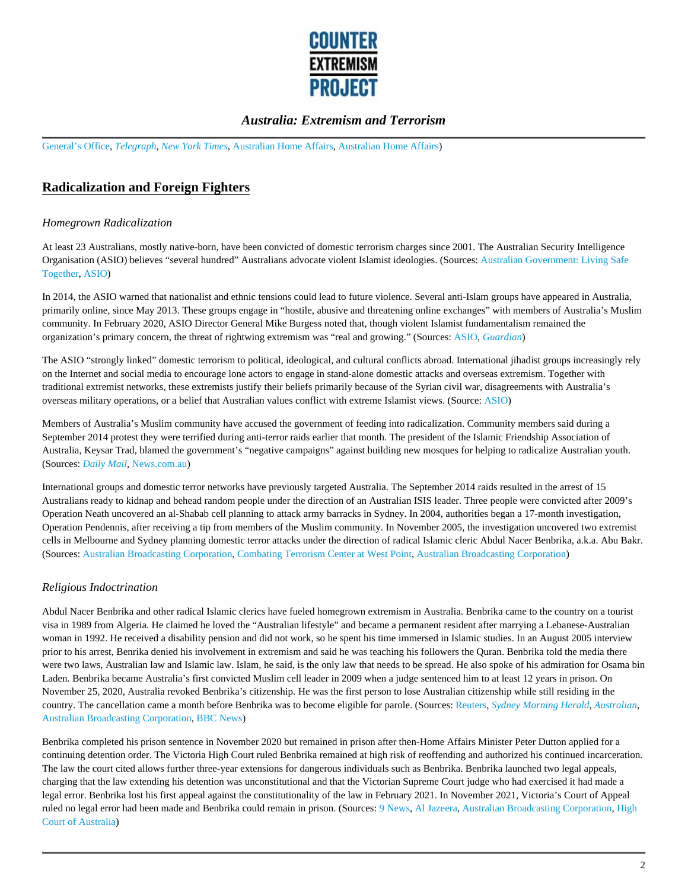General's Office, *Telegraph*, *New York Times*, Australian Home Affairs, Australian Home Affairs)

## Radicalization and Foreign Fighters

### *Homegrown Radicalization*

At least 23 Australians, mostly native-born, have been convicted of domestic terrorism charges since 2001. The Australian Security Intelligence Organisation (ASIO) believes "several hundred" Australians advocate violent Islamist ideologies. (Sources: Australian Government: Living Safe Together, ASIO)

In 2014, the ASIO warned that nationalist and ethnic tensions could lead to future violence. Several anti-Islam groups have appeared in Australia, primarily online, since May 2013. These groups engage in "hostile, abusive and threatening online exchanges" with members of Australia's Muslim community. In February 2020, ASIO Director General Mike Burgess noted that, though violent Islamist fundamentalism remained the organization's primary concern, the threat of rightwing extremism was "real and growing." (Sources: ASIO, *Guardian*)

The ASIO "strongly linked" domestic terrorism to political, ideological, and cultural conflicts abroad. International jihadist groups increasingly rely on the Internet and social media to encourage lone actors to engage in stand-alone domestic attacks and overseas extremism. Together with traditional extremist networks, these extremists justify their beliefs primarily because of the Syrian civil war, disagreements with Australia's overseas military operations, or a belief that Australian values conflict with extreme Islamist views. (Source: ASIO)

Members of Australia's Muslim community have accused the government of feeding into radicalization. Community members said during a September 2014 protest they were terrified during anti-terror raids earlier that month. The president of the Islamic Friendship Association of Australia, Keysar Trad, blamed the government's "negative campaigns" against building new mosques for helping to radicalize Australian youth. (Sources: *Daily Mail*, News.com.au)

International groups and domestic terror networks have previously targeted Australia. The September 2014 raids resulted in the arrest of 15 Australians ready to kidnap and behead random people under the direction of an Australian ISIS leader. Three people were convicted after 2009's Operation Neath uncovered an al-Shabab cell planning to attack army barracks in Sydney. In 2004, authorities began a 17-month investigation, Operation Pendennis, after receiving a tip from members of the Muslim community. In November 2005, the investigation uncovered two extremist cells in Melbourne and Sydney planning domestic terror attacks under the direction of radical Islamic cleric Abdul Nacer Benbrika, a.k.a. Abu Bakr. (Sources: Australian Broadcasting Corporation, Combating Terrorism Center at West Point, Australian Broadcasting Corporation)

### *Religious Indoctrination*

Abdul Nacer Benbrika and other radical Islamic clerics have fueled homegrown extremism in Australia. Benbrika came to the country on a tourist visa in 1989 from Algeria. He claimed he loved the "Australian lifestyle" and became a permanent resident after marrying a Lebanese-Australian woman in 1992. He received a disability pension and did not work, so he spent his time immersed in Islamic studies. In an August 2005 interview prior to his arrest, Benbrika denied his involvement in extremism and said he was teaching his followers the Quran. Benbrika told the media there were two laws, Australian law and Islamic law. Islam, he said, is the only law that needs to be spread. He also spoke of his admiration for Osama bin Laden. Benbrika became Australia's first convicted Muslim cell leader in 2009 when a judge sentenced him to at least 12 years in prison. On November 25, 2020, Australia revoked Benbrika's citizenship. He was the first person to lose Australian citizenship while still residing in the country. The cancellation came a month before Benbrika was to become eligible for parole. (Sources: Reuters, *Sydney Morning Herald*, *Australian*, Australian Broadcasting Corporation, BBC News)

Benbrika completed his prison sentence in November 2020 but remained in prison after then-Home Affairs Minister Peter Dutton applied for a continuing detention order. The Victoria High Court ruled Benbrika remained at high risk of reoffending and authorized his continued incarceration. The law the court cited allows further three-year extensions for dangerous individuals such as Benbrika. Benbrika launched two legal appeals, charging that the law extending his detention was unconstitutional and that the Victorian Supreme Court judge who had exercised it had made a legal error. Benbrika lost his first appeal against the constitutionality of the law in February 2021. In November 2021, Victoria's Court of Appeal ruled no legal error had been made and Benbrika could remain in prison. (Sources: 9 News, Al Jazeera, Australian Broadcasting Corporation, High Court of Australia)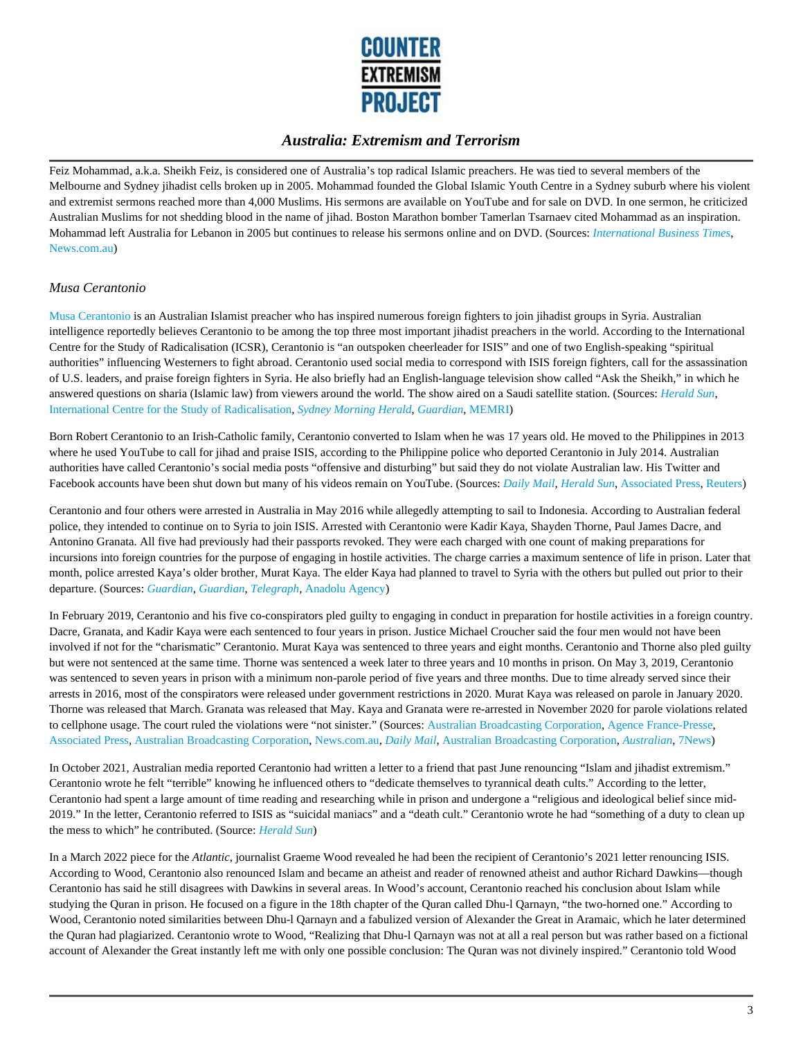Feiz Mohammad, a.k.a. Sheikh Feiz, is considered one of Australia's top radical Islamic preachers. He was tied to several members of the Melbourne and Sydney jihadist cells broken up in 2005. Mohammad founded the Global Islamic Youth Centre in a Sydney suburb where his violent and extremist sermons reached more than 4,000 Muslims. His sermons are available on YouTube and for sale on DVD. In one sermon, he criticized Australian Muslims for not shedding blood in the name of jihad. Boston Marathon bomber Tamerlan Tsarnaev cited Mohammad as an inspiration. Mohammad left Australia for Lebanon in 2005 but continues to release his sermons online and on DVD. (Sources: *International Business Times*, News.com.au)

### *Musa Cerantonio*

Musa Cerantonio is an Australian Islamist preacher who has inspired numerous foreign fighters to join jihadist groups in Syria. Australian intelligence reportedly believes Cerantonio to be among the top three most important jihadist preachers in the world. According to the International Centre for the Study of Radicalisation (ICSR), Cerantonio is "an outspoken cheerleader for ISIS" and one of two English-speaking "spiritual authorities" influencing Westerners to fight abroad. Cerantonio used social media to correspond with ISIS foreign fighters, call for the assassination of U.S. leaders, and praise foreign fighters in Syria. He also briefly had an English-language television show called "Ask the Sheikh," in which he answered questions on sharia (Islamic law) from viewers around the world. The show aired on a Saudi satellite station. (Sources: *Herald Sun*, International Centre for the Study of Radicalisation, *Sydney Morning Herald*, *Guardian*, MEMRI)

Born Robert Cerantonio to an Irish-Catholic family, Cerantonio converted to Islam when he was 17 years old. He moved to the Philippines in 2013 where he used YouTube to call for jihad and praise ISIS, according to the Philippine police who deported Cerantonio in July 2014. Australian authorities have called Cerantonio's social media posts "offensive and disturbing" but said they do not violate Australian law. His Twitter and Facebook accounts have been shut down but many of his videos remain on YouTube. (Sources: *Daily Mail*, *Herald Sun*, Associated Press, Reuters)

Cerantonio and four others were arrested in Australia in May 2016 while allegedly attempting to sail to Indonesia. According to Australian federal police, they intended to continue on to Syria to join ISIS. Arrested with Cerantonio were Kadir Kaya, Shayden Thorne, Paul James Dacre, and Antonino Granata. All five had previously had their passports revoked. They were each charged with one count of making preparations for incursions into foreign countries for the purpose of engaging in hostile activities. The charge carries a maximum sentence of life in prison. Later that month, police arrested Kaya's older brother, Murat Kaya. The elder Kaya had planned to travel to Syria with the others but pulled out prior to their departure. (Sources: *Guardian*, *Guardian*, *Telegraph*, Anadolu Agency)

In February 2019, Cerantonio and his five co-conspirators pled guilty to engaging in conduct in preparation for hostile activities in a foreign country. Dacre, Granata, and Kadir Kaya were each sentenced to four years in prison. Justice Michael Croucher said the four men would not have been involved if not for the "charismatic" Cerantonio. Murat Kaya was sentenced to three years and eight months. Cerantonio and Thorne also pled guilty but were not sentenced at the same time. Thorne was sentenced a week later to three years and 10 months in prison. On May 3, 2019, Cerantonio was sentenced to seven years in prison with a minimum non-parole period of five years and three months. Due to time already served since their arrests in 2016, most of the conspirators were released under government restrictions in 2020. Murat Kaya was released on parole in January 2020. Thorne was released that March. Granata was released that May. Kaya and Granata were re-arrested in November 2020 for parole violations related to cellphone usage. The court ruled the violations were "not sinister." (Sources: Australian Broadcasting Corporation, Agence France-Presse, Associated Press, Australian Broadcasting Corporation, News.com.au, *Daily Mail*, Australian Broadcasting Corporation, *Australian*, 7News)

In October 2021, Australian media reported Cerantonio had written a letter to a friend that past June renouncing "Islam and jihadist extremism." Cerantonio wrote he felt "terrible" knowing he influenced others to "dedicate themselves to tyrannical death cults." According to the letter, Cerantonio had spent a large amount of time reading and researching while in prison and undergone a "religious and ideological belief since mid-2019." In the letter, Cerantonio referred to ISIS as "suicidal maniacs" and a "death cult." Cerantonio wrote he had "something of a duty to clean up the mess to which" he contributed. (Source: *Herald Sun*)

In a March 2022 piece for the *Atlantic*, journalist Graeme Wood revealed he had been the recipient of Cerantonio's 2021 letter renouncing ISIS. According to Wood, Cerantonio also renounced Islam and became an atheist and reader of renowned atheist and author Richard Dawkins—though Cerantonio has said he still disagrees with Dawkins in several areas. In Wood's account, Cerantonio reached his conclusion about Islam while studying the Quran in prison. He focused on a figure in the 18th chapter of the Quran called Dhu-l Qarnayn, "the two-horned one." According to Wood, Cerantonio noted similarities between Dhu-l Qarnayn and a fabulized version of Alexander the Great in Aramaic, which he later determined the Quran had plagiarized. Cerantonio wrote to Wood, "Realizing that Dhu-l Qarnayn was not at all a real person but was rather based on a fictional account of Alexander the Great instantly left me with only one possible conclusion: The Quran was not divinely inspired." Cerantonio told Wood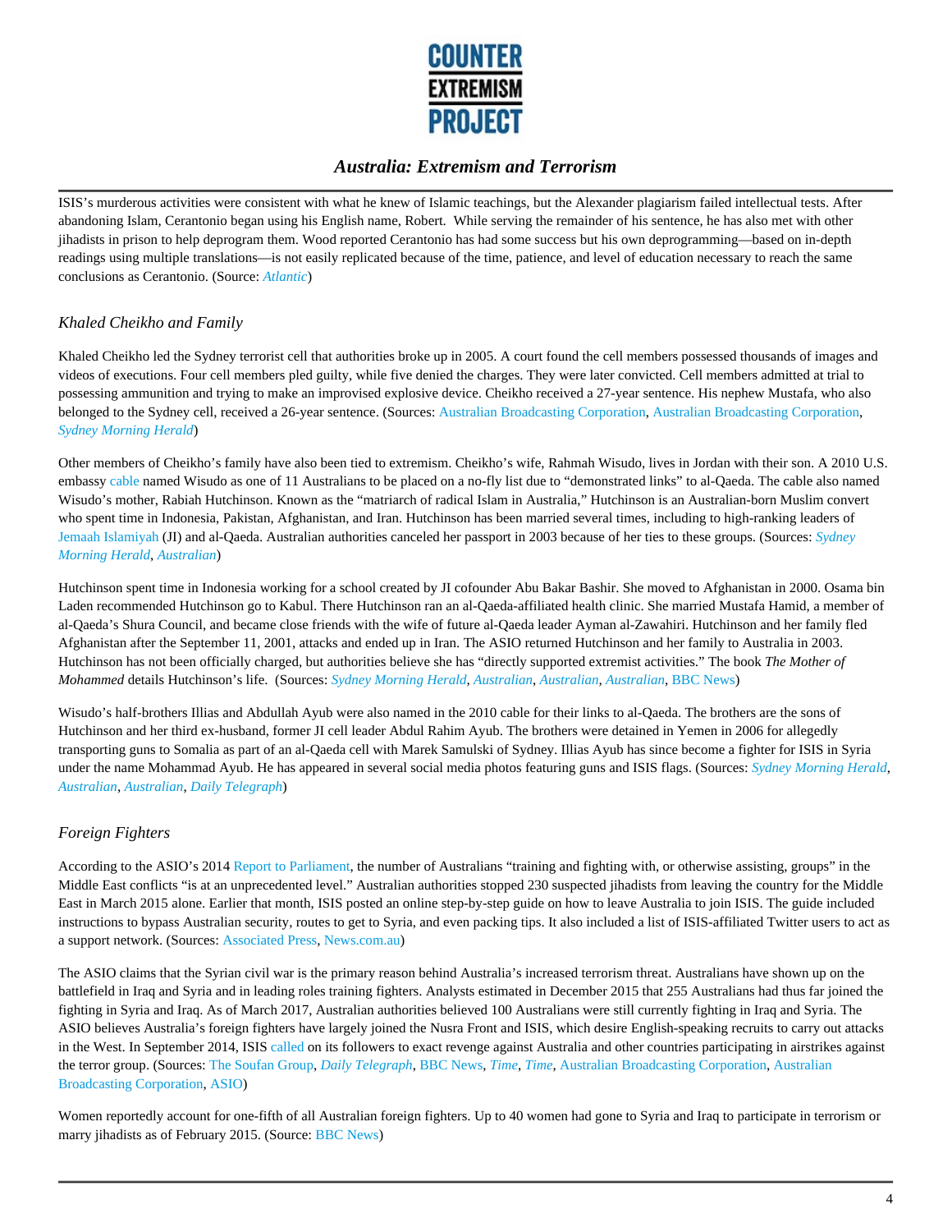ISIS's murderous activities were consistent with what he knew of Islamic teachings, but the Alexander plagiarism failed intellectual tests. After abandoning Islam, Cerantonio began using his English name, Robert. While serving the remainder of his sentence, he has also met with other jihadists in prison to help deprogram them. Wood reported Cerantonio has had some success but his own deprogramming—based on in-depth readings using multiple translations—is not easily replicated because of the time, patience, and level of education necessary to reach the same conclusions as Cerantonio. (Source: *Atlantic*)

### *Khaled Cheikho and Family*

Khaled Cheikho led the Sydney terrorist cell that authorities broke up in 2005. A court found the cell members possessed thousands of images and videos of executions. Four cell members pled guilty, while five denied the charges. They were later convicted. Cell members admitted at trial to possessing ammunition and trying to make an improvised explosive device. Cheikho received a 27-year sentence. His nephew Mustafa, who also belonged to the Sydney cell, received a 26-year sentence. (Sources: Australian Broadcasting Corporation, Australian Broadcasting Corporation, *Sydney Morning Herald*)

Other members of Cheikho's family have also been tied to extremism. Cheikho's wife, Rahmah Wisudo, lives in Jordan with their son. A 2010 U.S. embassy cable named Wisudo as one of 11 Australians to be placed on a no-fly list due to "demonstrated links" to al-Qaeda. The cable also named Wisudo's mother, Rabiah Hutchinson. Known as the "matriarch of radical Islam in Australia," Hutchinson is an Australian-born Muslim convert who spent time in Indonesia, Pakistan, Afghanistan, and Iran. Hutchinson has been married several times, including to high-ranking leaders of Jemaah Islamiyah (JI) and al-Qaeda. Australian authorities canceled her passport in 2003 because of her ties to these groups. (Sources: *Sydney Morning Herald*, *Australian*)

Hutchinson spent time in Indonesia working for a school created by JI cofounder Abu Bakar Bashir. She moved to Afghanistan in 2000. Osama bin Laden recommended Hutchinson go to Kabul. There Hutchinson ran an al-Qaeda-affiliated health clinic. She married Mustafa Hamid, a member of al-Qaeda's Shura Council, and became close friends with the wife of future al-Qaeda leader Ayman al-Zawahiri. Hutchinson and her family fled Afghanistan after the September 11, 2001, attacks and ended up in Iran. The ASIO returned Hutchinson and her family to Australia in 2003. Hutchinson has not been officially charged, but authorities believe she has "directly supported extremist activities." The book *The Mother of Mohammed* details Hutchinson's life. (Sources: *Sydney Morning Herald*, *Australian*, *Australian*, *Australian*, BBC News)

Wisudo's half-brothers Illias and Abdullah Ayub were also named in the 2010 cable for their links to al-Qaeda. The brothers are the sons of Hutchinson and her third ex-husband, former JI cell leader Abdul Rahim Ayub. The brothers were detained in Yemen in 2006 for allegedly transporting guns to Somalia as part of an al-Qaeda cell with Marek Samulski of Sydney. Illias Ayub has since become a fighter for ISIS in Syria under the name Mohammad Ayub. He has appeared in several social media photos featuring guns and ISIS flags. (Sources: *Sydney Morning Herald*, *Australian*, *Australian*, *Daily Telegraph*)

### *Foreign Fighters*

According to the ASIO's 2014 Report to Parliament, the number of Australians "training and fighting with, or otherwise assisting, groups" in the Middle East conflicts "is at an unprecedented level." Australian authorities stopped 230 suspected jihadists from leaving the country for the Middle East in March 2015 alone. Earlier that month, ISIS posted an online step-by-step guide on how to leave Australia to join ISIS. The guide included instructions to bypass Australian security, routes to get to Syria, and even packing tips. It also included a list of ISIS-affiliated Twitter users to act as a support network. (Sources: Associated Press, News.com.au)

The ASIO claims that the Syrian civil war is the primary reason behind Australia's increased terrorism threat. Australians have shown up on the battlefield in Iraq and Syria and in leading roles training fighters. Analysts estimated in December 2015 that 255 Australians had thus far joined the fighting in Syria and Iraq. As of March 2017, Australian authorities believed 100 Australians were still currently fighting in Iraq and Syria. The ASIO believes Australia's foreign fighters have largely joined the Nusra Front and ISIS, which desire English-speaking recruits to carry out attacks in the West. In September 2014, ISIS called on its followers to exact revenge against Australia and other countries participating in airstrikes against the terror group. (Sources: The Soufan Group, *Daily Telegraph*, BBC News, *Time*, *Time*, Australian Broadcasting Corporation, Australian Broadcasting Corporation, ASIO)

Women reportedly account for one-fifth of all Australian foreign fighters. Up to 40 women had gone to Syria and Iraq to participate in terrorism or marry jihadists as of February 2015. (Source: BBC News)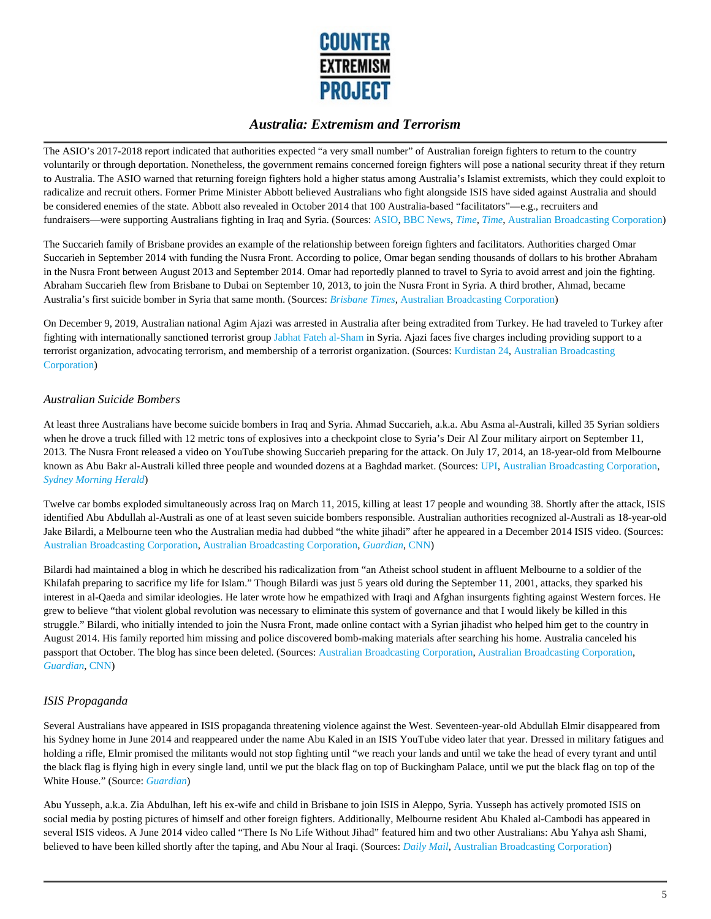The ASIO's 2017-2018 report indicated that authorities expected "a very small number" of Australian foreign fighters to return to the country voluntarily or through deportation. Nonetheless, the government remains concerned foreign fighters will pose a national security threat if they return to Australia. The ASIO warned that returning foreign fighters hold a higher status among Australia's Islamist extremists, which they could exploit to radicalize and recruit others. Former Prime Minister Abbott believed Australians who fight alongside ISIS have sided against Australia and should be considered enemies of the state. Abbott also revealed in October 2014 that 100 Australia-based "facilitators"—e.g., recruiters and fundraisers—were supporting Australians fighting in Iraq and Syria. (Sources: ASIO, BBC News, *Time*, *Time*, Australian Broadcasting Corporation)

The Succarieh family of Brisbane provides an example of the relationship between foreign fighters and facilitators. Authorities charged Omar Succarieh in September 2014 with funding the Nusra Front. According to police, Omar began sending thousands of dollars to his brother Abraham in the Nusra Front between August 2013 and September 2014. Omar had reportedly planned to travel to Syria to avoid arrest and join the fighting. Abraham Succarieh flew from Brisbane to Dubai on September 10, 2013, to join the Nusra Front in Syria. A third brother, Ahmad, became Australia's first suicide bomber in Syria that same month. (Sources: *Brisbane Times*, Australian Broadcasting Corporation)

On December 9, 2019, Australian national Agim Ajazi was arrested in Australia after being extradited from Turkey. He had traveled to Turkey after fighting with internationally sanctioned terrorist group Jabhat Fateh al-Sham in Syria. Ajazi faces five charges including providing support to a terrorist organization, advocating terrorism, and membership of a terrorist organization. (Sources: Kurdistan 24, Australian Broadcasting Corporation)

### *Australian Suicide Bombers*

At least three Australians have become suicide bombers in Iraq and Syria. Ahmad Succarieh, a.k.a. Abu Asma al-Australi, killed 35 Syrian soldiers when he drove a truck filled with 12 metric tons of explosives into a checkpoint close to Syria's Deir Al Zour military airport on September 11, 2013. The Nusra Front released a video on YouTube showing Succarieh preparing for the attack. On July 17, 2014, an 18-year-old from Melbourne known as Abu Bakr al-Australi killed three people and wounded dozens at a Baghdad market. (Sources: UPI, Australian Broadcasting Corporation, *Sydney Morning Herald*)

Twelve car bombs exploded simultaneously across Iraq on March 11, 2015, killing at least 17 people and wounding 38. Shortly after the attack, ISIS identified Abu Abdullah al-Australi as one of at least seven suicide bombers responsible. Australian authorities recognized al-Australi as 18-year-old Jake Bilardi, a Melbourne teen who the Australian media had dubbed "the white jihadi" after he appeared in a December 2014 ISIS video. (Sources: Australian Broadcasting Corporation, Australian Broadcasting Corporation, *Guardian*, CNN)

Bilardi had maintained a blog in which he described his radicalization from "an Atheist school student in affluent Melbourne to a soldier of the Khilafah preparing to sacrifice my life for Islam." Though Bilardi was just 5 years old during the September 11, 2001, attacks, they sparked his interest in al-Qaeda and similar ideologies. He later wrote how he empathized with Iraqi and Afghan insurgents fighting against Western forces. He grew to believe "that violent global revolution was necessary to eliminate this system of governance and that I would likely be killed in this struggle." Bilardi, who initially intended to join the Nusra Front, made online contact with a Syrian jihadist who helped him get to the country in August 2014. His family reported him missing and police discovered bomb-making materials after searching his home. Australia canceled his passport that October. The blog has since been deleted. (Sources: Australian Broadcasting Corporation, Australian Broadcasting Corporation, *Guardian*, CNN)

### *ISIS Propaganda*

Several Australians have appeared in ISIS propaganda threatening violence against the West. Seventeen-year-old Abdullah Elmir disappeared from his Sydney home in June 2014 and reappeared under the name Abu Kaled in an ISIS YouTube video later that year. Dressed in military fatigues and holding a rifle, Elmir promised the militants would not stop fighting until "we reach your lands and until we take the head of every tyrant and until the black flag is flying high in every single land, until we put the black flag on top of Buckingham Palace, until we put the black flag on top of the White House." (Source: *Guardian*)

Abu Yusseph, a.k.a. Zia Abdulhan, left his ex-wife and child in Brisbane to join ISIS in Aleppo, Syria. Yusseph has actively promoted ISIS on social media by posting pictures of himself and other foreign fighters. Additionally, Melbourne resident Abu Khaled al-Cambodi has appeared in several ISIS videos. A June 2014 video called "There Is No Life Without Jihad" featured him and two other Australians: Abu Yahya ash Shami, believed to have been killed shortly after the taping, and Abu Nour al Iraqi. (Sources: *Daily Mail*, Australian Broadcasting Corporation)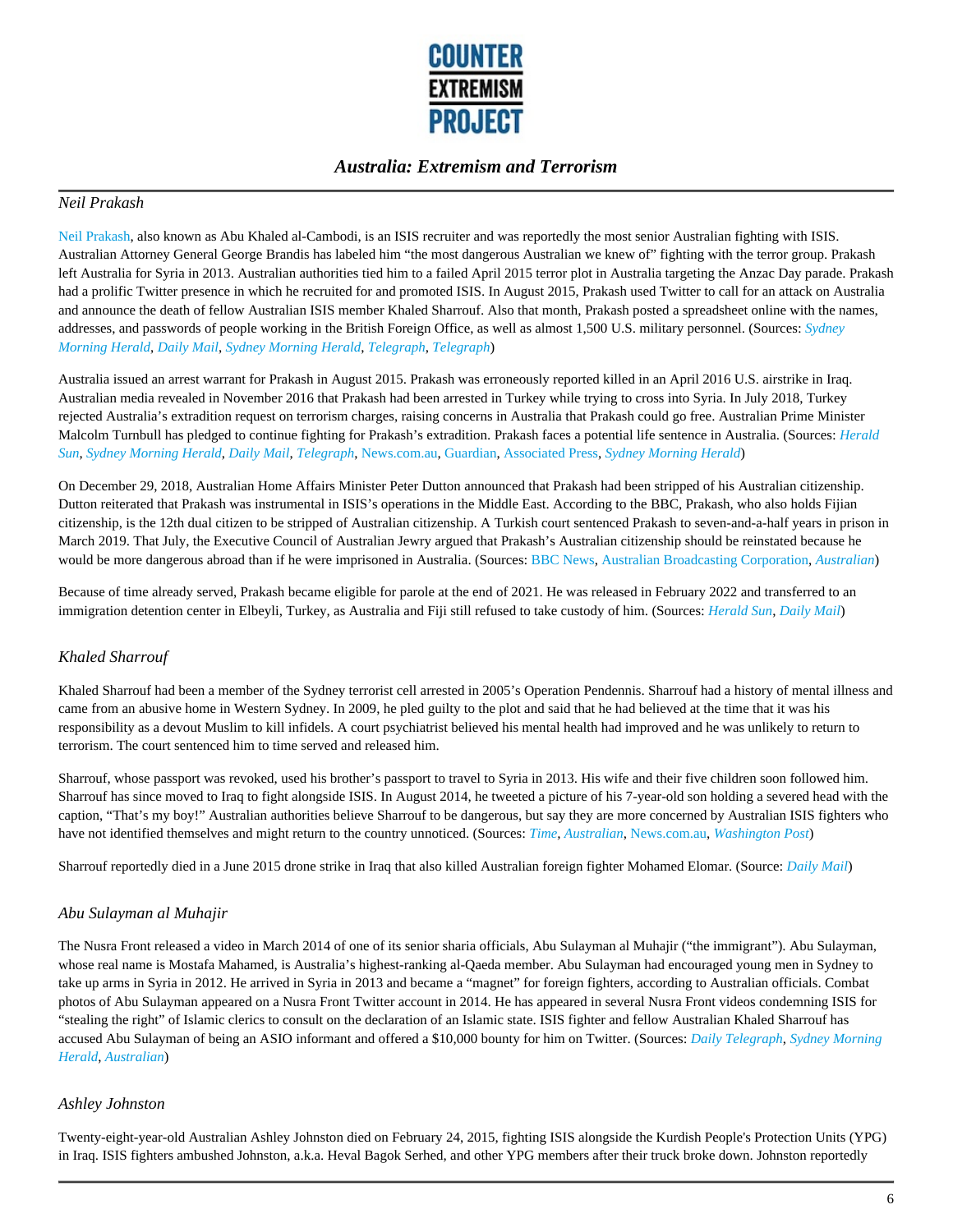## Neil Prakash

Neil Prakash, also known as Abu Khaled al-Cambodi, is an ISIS recruiter and was reportedly the most senior Australian fighting with ISIS. Australian Attorney General George Brandis has labeled him "the most dangerous Australian we knew of" fighting with the terror group. Prakash left Australia for Syria in 2013. Australian authorities tied him to a failed April 2015 terror plot in Australia targeting the Anzac Day parade. Prakash had a prolific Twitter presence in which he recruited for and promoted ISIS. In August 2015, Prakash used Twitter to call for an attack on Australia and announce the death of fellow Australian ISIS member Khaled Sharrouf. Also that month, Prakash posted a spreadsheet online with the names, addresses, and passwords of people working in the British Foreign Office, as well as almost 1,500 U.S. military personnel. (Sources: *Sydney Morning Herald*, *Daily Mail*, *Sydney Morning Herald*, *Telegraph*, *Telegraph*)

Australia issued an arrest warrant for Prakash in August 2015. Prakash was erroneously reported killed in an April 2016 U.S. airstrike in Iraq. Australian media revealed in November 2016 that Prakash had been arrested in Turkey while trying to cross into Syria. In July 2018, Turkey rejected Australia's extradition request on terrorism charges, raising concerns in Australia that Prakash could go free. Australian Prime Minister Malcolm Turnbull has pledged to continue fighting for Prakash's extradition. Prakash faces a potential life sentence in Australia. (Sources: *Herald Sun*, *Sydney Morning Herald*, *Daily Mail*, *Telegraph*, News.com.au, Guardian, Associated Press, *Sydney Morning Herald*)

On December 29, 2018, Australian Home Affairs Minister Peter Dutton announced that Prakash had been stripped of his Australian citizenship. Dutton reiterated that Prakash was instrumental in ISIS's operations in the Middle East. According to the BBC, Prakash, who also holds Fijian citizenship, is the 12th dual citizen to be stripped of Australian citizenship. A Turkish court sentenced Prakash to seven-and-a-half years in prison in March 2019. That July, the Executive Council of Australian Jewry argued that Prakash's Australian citizenship should be reinstated because he would be more dangerous abroad than if he were imprisoned in Australia. (Sources: BBC News, Australian Broadcasting Corporation, *Australian*)

Because of time already served, Prakash became eligible for parole at the end of 2021. He was released in February 2022 and transferred to an immigration detention center in Elbeyli, Turkey, as Australia and Fiji still refused to take custody of him. (Sources: *Herald Sun*, *Daily Mail*)

## Khaled Sharrouf

Khaled Sharrouf had been a member of the Sydney terrorist cell arrested in 2005's Operation Pendennis. Sharrouf had a history of mental illness and came from an abusive home in Western Sydney. In 2009, he pled guilty to the plot and said that he had believed at the time that it was his responsibility as a devout Muslim to kill infidels. A court psychiatrist believed his mental health had improved and he was unlikely to return to terrorism. The court sentenced him to time served and released him.

Sharrouf, whose passport was revoked, used his brother's passport to travel to Syria in 2013. His wife and their five children soon followed him. Sharrouf has since moved to Iraq to fight alongside ISIS. In August 2014, he tweeted a picture of his 7-year-old son holding a severed head with the caption, "That's my boy!" Australian authorities believe Sharrouf to be dangerous, but say they are more concerned by Australian ISIS fighters who have not identified themselves and might return to the country unnoticed. (Sources: *Time*, *Australian*, News.com.au, *Washington Post*)

Sharrouf reportedly died in a June 2015 drone strike in Iraq that also killed Australian foreign fighter Mohamed Elomar. (Source: *Daily Mail*)

## Abu Sulayman al Muhajir

The Nusra Front released a video in March 2014 of one of its senior sharia officials, Abu Sulayman al Muhajir ("the immigrant"). Abu Sulayman, whose real name is Mostafa Mahamed, is Australia's highest-ranking al-Qaeda member. Abu Sulayman had encouraged young men in Sydney to take up arms in Syria in 2012. He arrived in Syria in 2013 and became a "magnet" for foreign fighters, according to Australian officials. Combat photos of Abu Sulayman appeared on a Nusra Front Twitter account in 2014. He has appeared in several Nusra Front videos condemning ISIS for "stealing the right" of Islamic clerics to consult on the declaration of an Islamic state. ISIS fighter and fellow Australian Khaled Sharrouf has accused Abu Sulayman of being an ASIO informant and offered a $10,000 bounty for him on Twitter. (Sources: *Daily Telegraph*, *Sydney Morning Herald*, *Australian*)

## Ashley Johnston

Twenty-eight-year-old Australian Ashley Johnston died on February 24, 2015, fighting ISIS alongside the Kurdish People's Protection Units (YPG) in Iraq. ISIS fighters ambushed Johnston, a.k.a. Heval Bagok Serhed, and other YPG members after their truck broke down. Johnston reportedly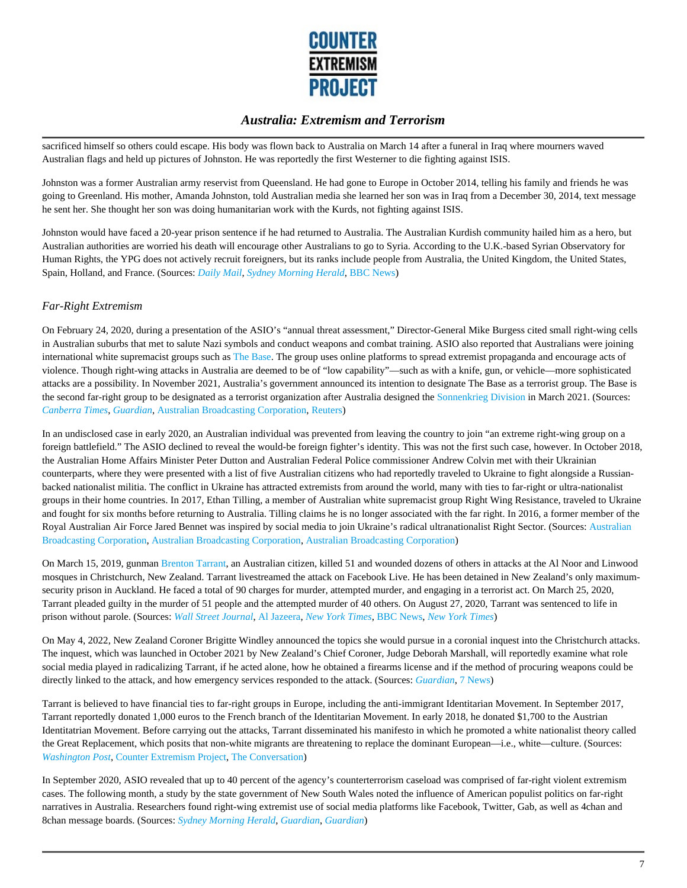sacrificed himself so others could escape. His body was flown back to Australia on March 14 after a funeral in Iraq where mourners waved Australian flags and held up pictures of Johnston. He was reportedly the first Westerner to die fighting against ISIS.

Johnston was a former Australian army reservist from Queensland. He had gone to Europe in October 2014, telling his family and friends he was going to Greenland. His mother, Amanda Johnston, told Australian media she learned her son was in Iraq from a December 30, 2014, text message he sent her. She thought her son was doing humanitarian work with the Kurds, not fighting against ISIS.

Johnston would have faced a 20-year prison sentence if he had returned to Australia. The Australian Kurdish community hailed him as a hero, but Australian authorities are worried his death will encourage other Australians to go to Syria. According to the U.K.-based Syrian Observatory for Human Rights, the YPG does not actively recruit foreigners, but its ranks include people from Australia, the United Kingdom, the United States, Spain, Holland, and France. (Sources: *Daily Mail*, *Sydney Morning Herald*, BBC News)

### *Far-Right Extremism*

On February 24, 2020, during a presentation of the ASIO's "annual threat assessment," Director-General Mike Burgess cited small right-wing cells in Australian suburbs that met to salute Nazi symbols and conduct weapons and combat training. ASIO also reported that Australians were joining international white supremacist groups such as The Base. The group uses online platforms to spread extremist propaganda and encourage acts of violence. Though right-wing attacks in Australia are deemed to be of "low capability"—such as with a knife, gun, or vehicle—more sophisticated attacks are a possibility. In November 2021, Australia's government announced its intention to designate The Base as a terrorist group. The Base is the second far-right group to be designated as a terrorist organization after Australia designed the Sonnenkrieg Division in March 2021. (Sources: *Canberra Times*, *Guardian*, Australian Broadcasting Corporation, Reuters)

In an undisclosed case in early 2020, an Australian individual was prevented from leaving the country to join "an extreme right-wing group on a foreign battlefield." The ASIO declined to reveal the would-be foreign fighter's identity. This was not the first such case, however. In October 2018, the Australian Home Affairs Minister Peter Dutton and Australian Federal Police commissioner Andrew Colvin met with their Ukrainian counterparts, where they were presented with a list of five Australian citizens who had reportedly traveled to Ukraine to fight alongside a Russian-backed nationalist militia. The conflict in Ukraine has attracted extremists from around the world, many with ties to far-right or ultra-nationalist groups in their home countries. In 2017, Ethan Tilling, a member of Australian white supremacist group Right Wing Resistance, traveled to Ukraine and fought for six months before returning to Australia. Tilling claims he is no longer associated with the far right. In 2016, a former member of the Royal Australian Air Force Jared Bennet was inspired by social media to join Ukraine's radical ultranationalist Right Sector. (Sources: Australian Broadcasting Corporation, Australian Broadcasting Corporation, Australian Broadcasting Corporation)

On March 15, 2019, gunman Brenton Tarrant, an Australian citizen, killed 51 and wounded dozens of others in attacks at the Al Noor and Linwood mosques in Christchurch, New Zealand. Tarrant livestreamed the attack on Facebook Live. He has been detained in New Zealand's only maximum-security prison in Auckland. He faced a total of 90 charges for murder, attempted murder, and engaging in a terrorist act. On March 25, 2020, Tarrant pleaded guilty in the murder of 51 people and the attempted murder of 40 others. On August 27, 2020, Tarrant was sentenced to life in prison without parole. (Sources: *Wall Street Journal*, Al Jazeera, *New York Times*, BBC News, *New York Times*)

On May 4, 2022, New Zealand Coroner Brigitte Windley announced the topics she would pursue in a coronial inquest into the Christchurch attacks. The inquest, which was launched in October 2021 by New Zealand's Chief Coroner, Judge Deborah Marshall, will reportedly examine what role social media played in radicalizing Tarrant, if he acted alone, how he obtained a firearms license and if the method of procuring weapons could be directly linked to the attack, and how emergency services responded to the attack. (Sources: *Guardian*, 7 News)

Tarrant is believed to have financial ties to far-right groups in Europe, including the anti-immigrant Identitarian Movement. In September 2017, Tarrant reportedly donated 1,000 euros to the French branch of the Identitarian Movement. In early 2018, he donated $1,700 to the Austrian Identitatrian Movement. Before carrying out the attacks, Tarrant disseminated his manifesto in which he promoted a white nationalist theory called the Great Replacement, which posits that non-white migrants are threatening to replace the dominant European—i.e., white—culture. (Sources: *Washington Post*, Counter Extremism Project, The Conversation)

In September 2020, ASIO revealed that up to 40 percent of the agency's counterterrorism caseload was comprised of far-right violent extremism cases. The following month, a study by the state government of New South Wales noted the influence of American populist politics on far-right narratives in Australia. Researchers found right-wing extremist use of social media platforms like Facebook, Twitter, Gab, as well as 4chan and 8chan message boards. (Sources: *Sydney Morning Herald*, *Guardian*, *Guardian*)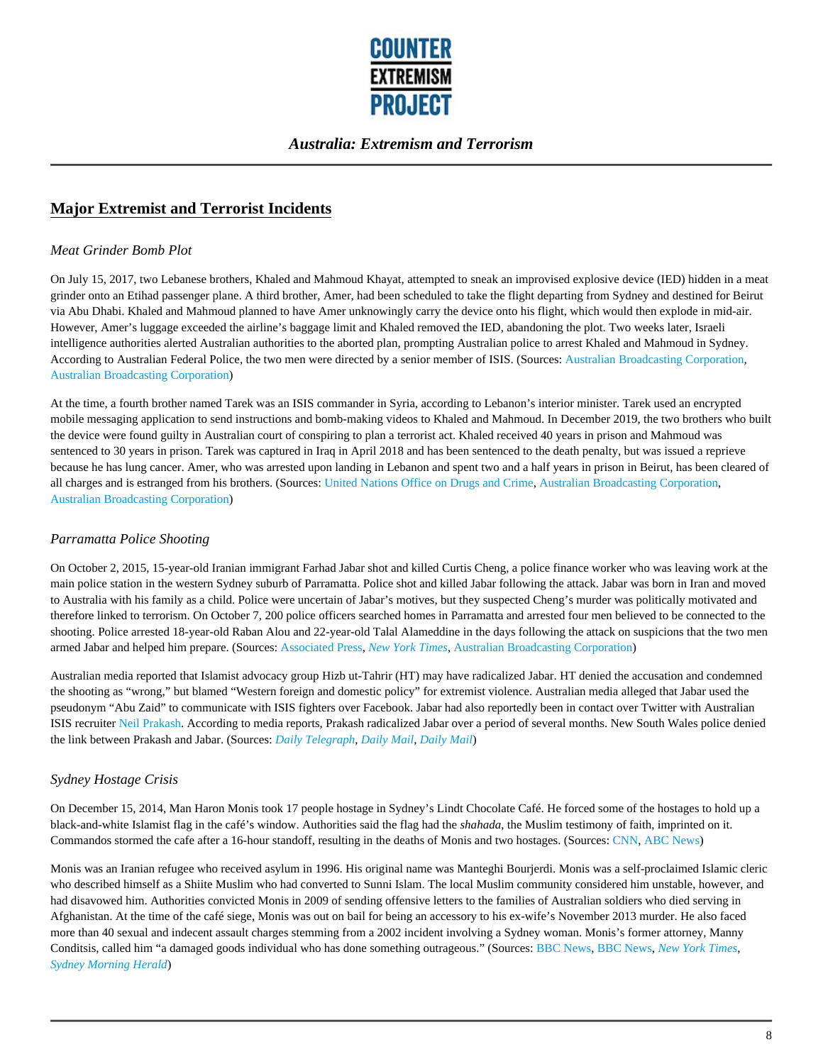## Major Extremist and Terrorist Incidents

### *Meat Grinder Bomb Plot*

On July 15, 2017, two Lebanese brothers, Khaled and Mahmoud Khayat, attempted to sneak an improvised explosive device (IED) hidden in a meat grinder onto an Etihad passenger plane. A third brother, Amer, had been scheduled to take the flight departing from Sydney and destined for Beirut via Abu Dhabi. Khaled and Mahmoud planned to have Amer unknowingly carry the device onto his flight, which would then explode in mid-air. However, Amer's luggage exceeded the airline's baggage limit and Khaled removed the IED, abandoning the plot. Two weeks later, Israeli intelligence authorities alerted Australian authorities to the aborted plan, prompting Australian police to arrest Khaled and Mahmoud in Sydney. According to Australian Federal Police, the two men were directed by a senior member of ISIS. (Sources: Australian Broadcasting Corporation, Australian Broadcasting Corporation)

At the time, a fourth brother named Tarek was an ISIS commander in Syria, according to Lebanon's interior minister. Tarek used an encrypted mobile messaging application to send instructions and bomb-making videos to Khaled and Mahmoud. In December 2019, the two brothers who built the device were found guilty in Australian court of conspiring to plan a terrorist act. Khaled received 40 years in prison and Mahmoud was sentenced to 30 years in prison. Tarek was captured in Iraq in April 2018 and has been sentenced to the death penalty, but was issued a reprieve because he has lung cancer. Amer, who was arrested upon landing in Lebanon and spent two and a half years in prison in Beirut, has been cleared of all charges and is estranged from his brothers. (Sources: United Nations Office on Drugs and Crime, Australian Broadcasting Corporation, Australian Broadcasting Corporation)

### *Parramatta Police Shooting*

On October 2, 2015, 15-year-old Iranian immigrant Farhad Jabar shot and killed Curtis Cheng, a police finance worker who was leaving work at the main police station in the western Sydney suburb of Parramatta. Police shot and killed Jabar following the attack. Jabar was born in Iran and moved to Australia with his family as a child. Police were uncertain of Jabar's motives, but they suspected Cheng's murder was politically motivated and therefore linked to terrorism. On October 7, 200 police officers searched homes in Parramatta and arrested four men believed to be connected to the shooting. Police arrested 18-year-old Raban Alou and 22-year-old Talal Alameddine in the days following the attack on suspicions that the two men armed Jabar and helped him prepare. (Sources: Associated Press, *New York Times*, Australian Broadcasting Corporation)

Australian media reported that Islamist advocacy group Hizb ut-Tahrir (HT) may have radicalized Jabar. HT denied the accusation and condemned the shooting as "wrong," but blamed "Western foreign and domestic policy" for extremist violence. Australian media alleged that Jabar used the pseudonym "Abu Zaid" to communicate with ISIS fighters over Facebook. Jabar had also reportedly been in contact over Twitter with Australian ISIS recruiter Neil Prakash. According to media reports, Prakash radicalized Jabar over a period of several months. New South Wales police denied the link between Prakash and Jabar. (Sources: *Daily Telegraph*, *Daily Mail*, *Daily Mail*)

### *Sydney Hostage Crisis*

On December 15, 2014, Man Haron Monis took 17 people hostage in Sydney's Lindt Chocolate Café. He forced some of the hostages to hold up a black-and-white Islamist flag in the café's window. Authorities said the flag had the *shahada*, the Muslim testimony of faith, imprinted on it. Commandos stormed the cafe after a 16-hour standoff, resulting in the deaths of Monis and two hostages. (Sources: CNN, ABC News)

Monis was an Iranian refugee who received asylum in 1996. His original name was Manteghi Bourjerdi. Monis was a self-proclaimed Islamic cleric who described himself as a Shiite Muslim who had converted to Sunni Islam. The local Muslim community considered him unstable, however, and had disavowed him. Authorities convicted Monis in 2009 of sending offensive letters to the families of Australian soldiers who died serving in Afghanistan. At the time of the café siege, Monis was out on bail for being an accessory to his ex-wife's November 2013 murder. He also faced more than 40 sexual and indecent assault charges stemming from a 2002 incident involving a Sydney woman. Monis's former attorney, Manny Conditsis, called him "a damaged goods individual who has done something outrageous." (Sources: BBC News, BBC News, *New York Times*, *Sydney Morning Herald*)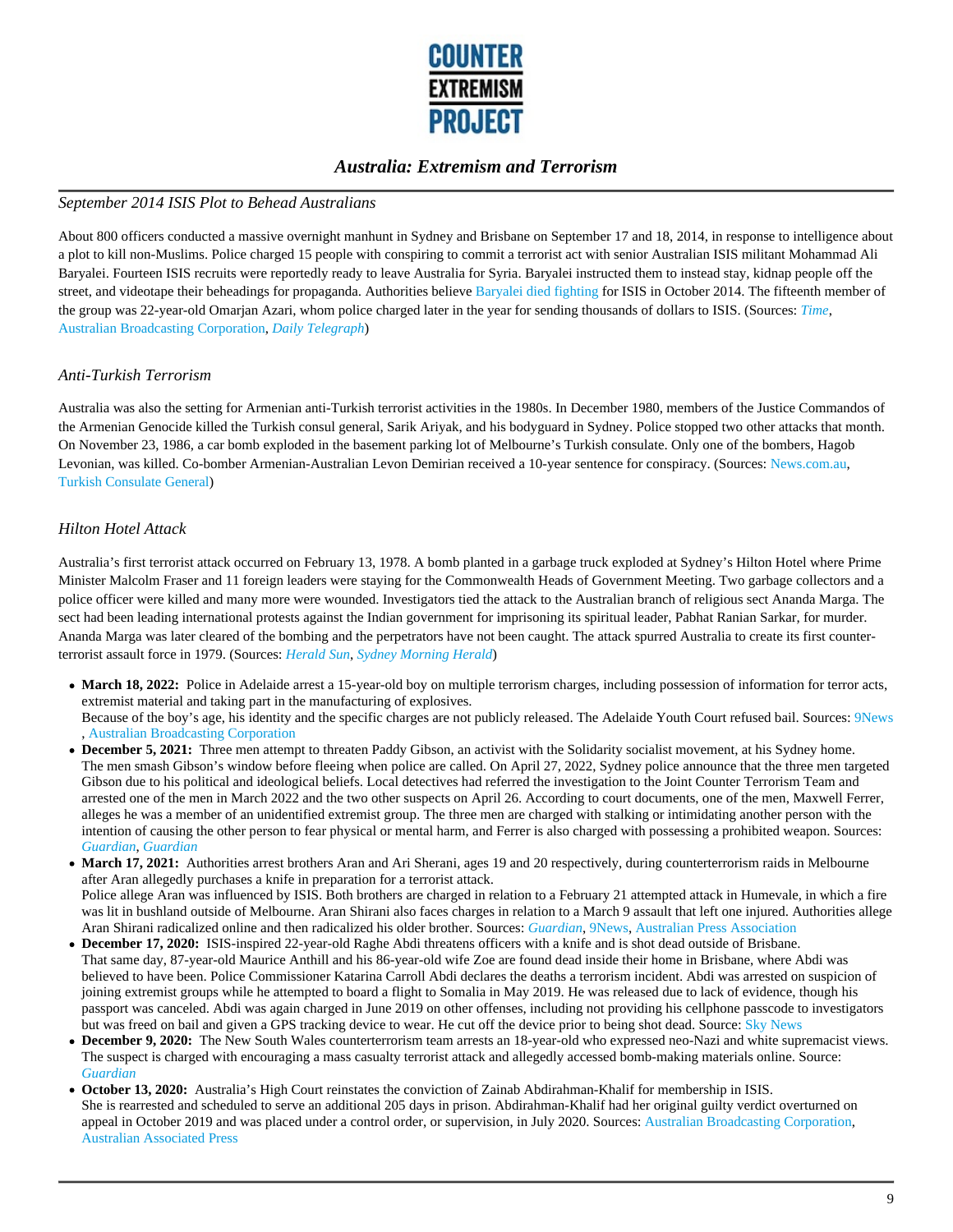### *September 2014 ISIS Plot to Behead Australians*

About 800 officers conducted a massive overnight manhunt in Sydney and Brisbane on September 17 and 18, 2014, in response to intelligence about a plot to kill non-Muslims. Police charged 15 people with conspiring to commit a terrorist act with senior Australian ISIS militant Mohammad Ali Baryalei. Fourteen ISIS recruits were reportedly ready to leave Australia for Syria. Baryalei instructed them to instead stay, kidnap people off the street, and videotape their beheadings for propaganda. Authorities believe Baryalei died fighting for ISIS in October 2014. The fifteenth member of the group was 22-year-old Omarjan Azari, whom police charged later in the year for sending thousands of dollars to ISIS. (Sources: *Time*, Australian Broadcasting Corporation, *Daily Telegraph*)

### *Anti-Turkish Terrorism*

Australia was also the setting for Armenian anti-Turkish terrorist activities in the 1980s. In December 1980, members of the Justice Commandos of the Armenian Genocide killed the Turkish consul general, Sarik Ariyak, and his bodyguard in Sydney. Police stopped two other attacks that month. On November 23, 1986, a car bomb exploded in the basement parking lot of Melbourne's Turkish consulate. Only one of the bombers, Hagob Levonian, was killed. Co-bomber Armenian-Australian Levon Demirian received a 10-year sentence for conspiracy. (Sources: News.com.au, Turkish Consulate General)

### *Hilton Hotel Attack*

Australia's first terrorist attack occurred on February 13, 1978. A bomb planted in a garbage truck exploded at Sydney's Hilton Hotel where Prime Minister Malcolm Fraser and 11 foreign leaders were staying for the Commonwealth Heads of Government Meeting. Two garbage collectors and a police officer were killed and many more were wounded. Investigators tied the attack to the Australian branch of religious sect Ananda Marga. The sect had been leading international protests against the Indian government for imprisoning its spiritual leader, Pabhat Ranian Sarkar, for murder. Ananda Marga was later cleared of the bombing and the perpetrators have not been caught. The attack spurred Australia to create its first counter-terrorist assault force in 1979. (Sources: *Herald Sun*, *Sydney Morning Herald*)

- **March 18, 2022:** Police in Adelaide arrest a 15-year-old boy on multiple terrorism charges, including possession of information for terror acts, extremist material and taking part in the manufacturing of explosives.
  Because of the boy's age, his identity and the specific charges are not publicly released. The Adelaide Youth Court refused bail. Sources: 9News, Australian Broadcasting Corporation
- **December 5, 2021:** Three men attempt to threaten Paddy Gibson, an activist with the Solidarity socialist movement, at his Sydney home.
  The men smash Gibson's window before fleeing when police are called. On April 27, 2022, Sydney police announce that the three men targeted Gibson due to his political and ideological beliefs. Local detectives had referred the investigation to the Joint Counter Terrorism Team and arrested one of the men in March 2022 and the two other suspects on April 26. According to court documents, one of the men, Maxwell Ferrer, alleges he was a member of an unidentified extremist group. The three men are charged with stalking or intimidating another person with the intention of causing the other person to fear physical or mental harm, and Ferrer is also charged with possessing a prohibited weapon. Sources: *Guardian*, *Guardian*
- **March 17, 2021:** Authorities arrest brothers Aran and Ari Sherani, ages 19 and 20 respectively, during counterterrorism raids in Melbourne after Aran allegedly purchases a knife in preparation for a terrorist attack.
  Police allege Aran was influenced by ISIS. Both brothers are charged in relation to a February 21 attempted attack in Humevale, in which a fire was lit in bushland outside of Melbourne. Aran Shirani also faces charges in relation to a March 9 assault that left one injured. Authorities allege Aran Shirani radicalized online and then radicalized his older brother. Sources: *Guardian*, 9News, Australian Press Association
- **December 17, 2020:** ISIS-inspired 22-year-old Raghe Abdi threatens officers with a knife and is shot dead outside of Brisbane.
  That same day, 87-year-old Maurice Anthill and his 86-year-old wife Zoe are found dead inside their home in Brisbane, where Abdi was believed to have been. Police Commissioner Katarina Carroll Abdi declares the deaths a terrorism incident. Abdi was arrested on suspicion of joining extremist groups while he attempted to board a flight to Somalia in May 2019. He was released due to lack of evidence, though his passport was canceled. Abdi was again charged in June 2019 on other offenses, including not providing his cellphone passcode to investigators but was freed on bail and given a GPS tracking device to wear. He cut off the device prior to being shot dead. Source: Sky News
- **December 9, 2020:** The New South Wales counterterrorism team arrests an 18-year-old who expressed neo-Nazi and white supremacist views.
  The suspect is charged with encouraging a mass casualty terrorist attack and allegedly accessed bomb-making materials online. Source: *Guardian*
- **October 13, 2020:** Australia's High Court reinstates the conviction of Zainab Abdirahman-Khalif for membership in ISIS.
  She is rearrested and scheduled to serve an additional 205 days in prison. Abdirahman-Khalif had her original guilty verdict overturned on appeal in October 2019 and was placed under a control order, or supervision, in July 2020. Sources: Australian Broadcasting Corporation, Australian Associated Press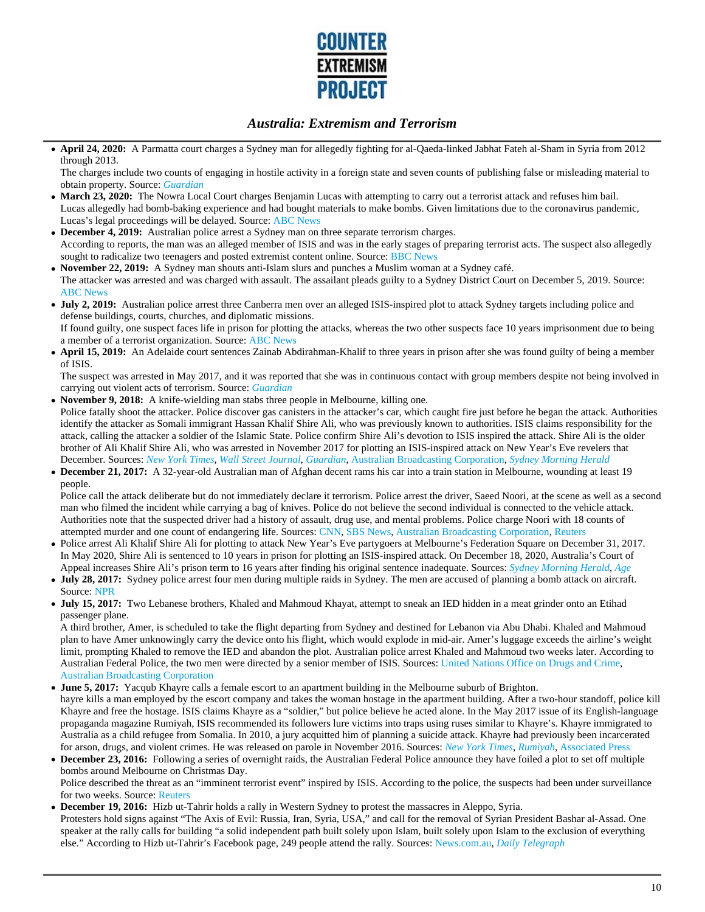- **April 24, 2020:** A Parmatta court charges a Sydney man for allegedly fighting for al-Qaeda-linked Jabhat Fateh al-Sham in Syria from 2012 through 2013.
  The charges include two counts of engaging in hostile activity in a foreign state and seven counts of publishing false or misleading material to obtain property. Source: *Guardian*
- **March 23, 2020:** The Nowra Local Court charges Benjamin Lucas with attempting to carry out a terrorist attack and refuses him bail.
  Lucas allegedly had bomb-baking experience and had bought materials to make bombs. Given limitations due to the coronavirus pandemic, Lucas's legal proceedings will be delayed. Source: ABC News
- **December 4, 2019:** Australian police arrest a Sydney man on three separate terrorism charges.
  According to reports, the man was an alleged member of ISIS and was in the early stages of preparing terrorist acts. The suspect also allegedly sought to radicalize two teenagers and posted extremist content online. Source: BBC News
- **November 22, 2019:** A Sydney man shouts anti-Islam slurs and punches a Muslim woman at a Sydney café.
  The attacker was arrested and was charged with assault. The assailant pleads guilty to a Sydney District Court on December 5, 2019. Source: ABC News
- **July 2, 2019:** Australian police arrest three Canberra men over an alleged ISIS-inspired plot to attack Sydney targets including police and defense buildings, courts, churches, and diplomatic missions.
  If found guilty, one suspect faces life in prison for plotting the attacks, whereas the two other suspects face 10 years imprisonment due to being a member of a terrorist organization. Source: ABC News
- **April 15, 2019:** An Adelaide court sentences Zainab Abdirahman-Khalif to three years in prison after she was found guilty of being a member of ISIS.
  The suspect was arrested in May 2017, and it was reported that she was in continuous contact with group members despite not being involved in carrying out violent acts of terrorism. Source: *Guardian*
- **November 9, 2018:** A knife-wielding man stabs three people in Melbourne, killing one.
  Police fatally shoot the attacker. Police discover gas canisters in the attacker's car, which caught fire just before he began the attack. Authorities identify the attacker as Somali immigrant Hassan Khalif Shire Ali, who was previously known to authorities. ISIS claims responsibility for the attack, calling the attacker a soldier of the Islamic State. Police confirm Shire Ali's devotion to ISIS inspired the attack. Shire Ali is the older brother of Ali Khalif Shire Ali, who was arrested in November 2017 for plotting an ISIS-inspired attack on New Year's Eve revelers that December. Sources: *New York Times*, *Wall Street Journal*, *Guardian*, Australian Broadcasting Corporation, *Sydney Morning Herald*
- **December 21, 2017:** A 32-year-old Australian man of Afghan decent rams his car into a train station in Melbourne, wounding at least 19 people.
  Police call the attack deliberate but do not immediately declare it terrorism. Police arrest the driver, Saeed Noori, at the scene as well as a second man who filmed the incident while carrying a bag of knives. Police do not believe the second individual is connected to the vehicle attack. Authorities note that the suspected driver had a history of assault, drug use, and mental problems. Police charge Noori with 18 counts of attempted murder and one count of endangering life. Sources: CNN, SBS News, Australian Broadcasting Corporation, Reuters
- Police arrest Ali Khalif Shire Ali for plotting to attack New Year's Eve partygoers at Melbourne's Federation Square on December 31, 2017.
  In May 2020, Shire Ali is sentenced to 10 years in prison for plotting an ISIS-inspired attack. On December 18, 2020, Australia's Court of Appeal increases Shire Ali's prison term to 16 years after finding his original sentence inadequate. Sources: *Sydney Morning Herald*, *Age*
- **July 28, 2017:** Sydney police arrest four men during multiple raids in Sydney. The men are accused of planning a bomb attack on aircraft.
  Source: NPR
- **July 15, 2017:** Two Lebanese brothers, Khaled and Mahmoud Khayat, attempt to sneak an IED hidden in a meat grinder onto an Etihad passenger plane.
  A third brother, Amer, is scheduled to take the flight departing from Sydney and destined for Lebanon via Abu Dhabi. Khaled and Mahmoud plan to have Amer unknowingly carry the device onto his flight, which would explode in mid-air. Amer's luggage exceeds the airline's weight limit, prompting Khaled to remove the IED and abandon the plot. Australian police arrest Khaled and Mahmoud two weeks later. According to Australian Federal Police, the two men were directed by a senior member of ISIS. Sources: United Nations Office on Drugs and Crime, Australian Broadcasting Corporation
- **June 5, 2017:** Yacqub Khayre calls a female escort to an apartment building in the Melbourne suburb of Brighton.
  hayre kills a man employed by the escort company and takes the woman hostage in the apartment building. After a two-hour standoff, police kill Khayre and free the hostage. ISIS claims Khayre as a "soldier," but police believe he acted alone. In the May 2017 issue of its English-language propaganda magazine Rumiyah, ISIS recommended its followers lure victims into traps using ruses similar to Khayre's. Khayre immigrated to Australia as a child refugee from Somalia. In 2010, a jury acquitted him of planning a suicide attack. Khayre had previously been incarcerated for arson, drugs, and violent crimes. He was released on parole in November 2016. Sources: *New York Times*, *Rumiyah*, Associated Press
- **December 23, 2016:** Following a series of overnight raids, the Australian Federal Police announce they have foiled a plot to set off multiple bombs around Melbourne on Christmas Day.
  Police described the threat as an "imminent terrorist event" inspired by ISIS. According to the police, the suspects had been under surveillance for two weeks. Source: Reuters
- **December 19, 2016:** Hizb ut-Tahrir holds a rally in Western Sydney to protest the massacres in Aleppo, Syria.
  Protesters hold signs against "The Axis of Evil: Russia, Iran, Syria, USA," and call for the removal of Syrian President Bashar al-Assad. One speaker at the rally calls for building "a solid independent path built solely upon Islam, built solely upon Islam to the exclusion of everything else." According to Hizb ut-Tahrir's Facebook page, 249 people attend the rally. Sources: News.com.au, *Daily Telegraph*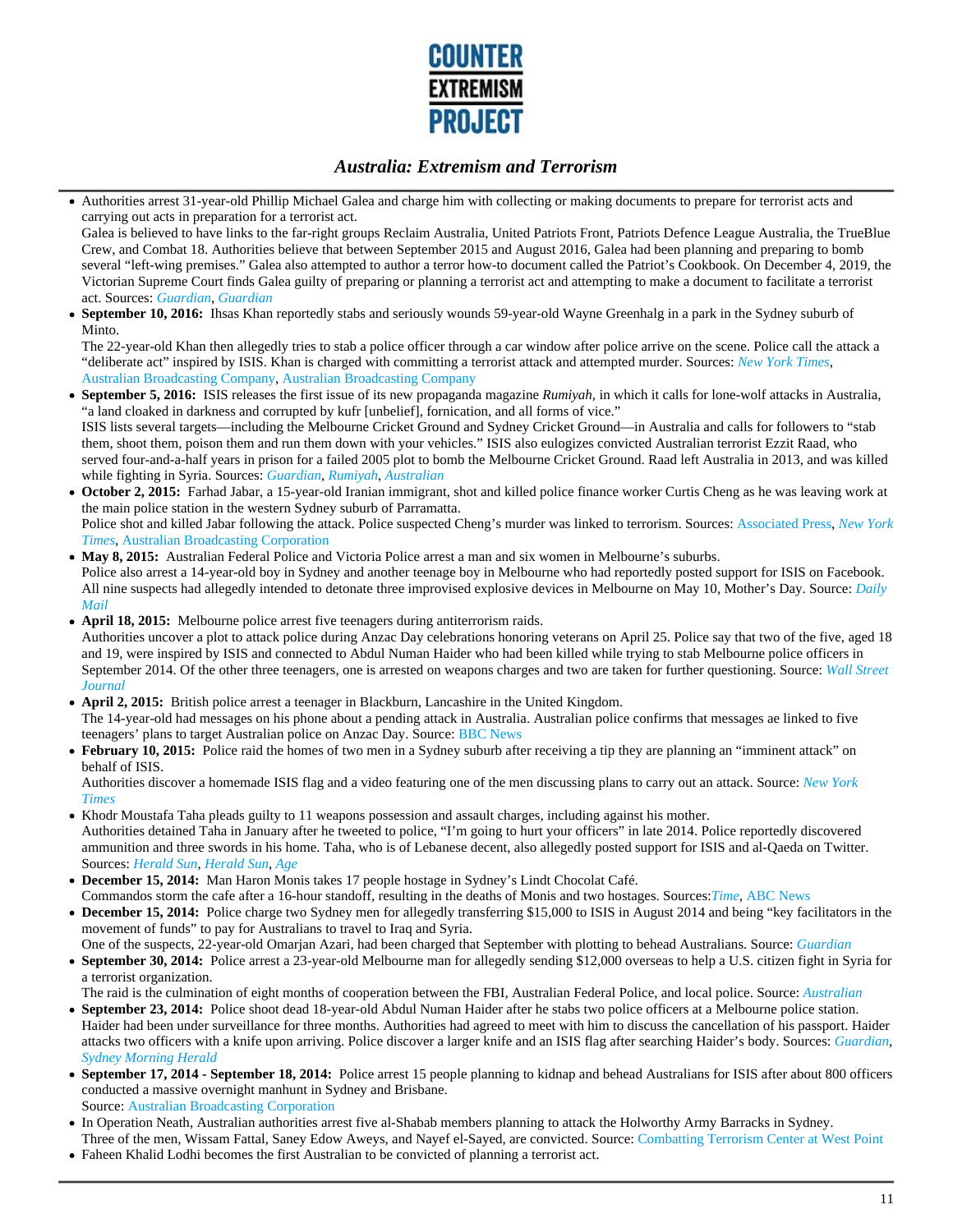- Authorities arrest 31-year-old Phillip Michael Galea and charge him with collecting or making documents to prepare for terrorist acts and carrying out acts in preparation for a terrorist act.
  Galea is believed to have links to the far-right groups Reclaim Australia, United Patriots Front, Patriots Defence League Australia, the TrueBlue Crew, and Combat 18. Authorities believe that between September 2015 and August 2016, Galea had been planning and preparing to bomb several "left-wing premises." Galea also attempted to author a terror how-to document called the Patriot's Cookbook. On December 4, 2019, the Victorian Supreme Court finds Galea guilty of preparing or planning a terrorist act and attempting to make a document to facilitate a terrorist act. Sources: *Guardian*, *Guardian*
- **September 10, 2016:** Ihsas Khan reportedly stabs and seriously wounds 59-year-old Wayne Greenhalg in a park in the Sydney suburb of Minto.
  The 22-year-old Khan then allegedly tries to stab a police officer through a car window after police arrive on the scene. Police call the attack a "deliberate act" inspired by ISIS. Khan is charged with committing a terrorist attack and attempted murder. Sources: *New York Times*, Australian Broadcasting Company, Australian Broadcasting Company
- **September 5, 2016:** ISIS releases the first issue of its new propaganda magazine *Rumiyah*, in which it calls for lone-wolf attacks in Australia, "a land cloaked in darkness and corrupted by kufr [unbelief], fornication, and all forms of vice."
  ISIS lists several targets—including the Melbourne Cricket Ground and Sydney Cricket Ground—in Australia and calls for followers to "stab them, shoot them, poison them and run them down with your vehicles." ISIS also eulogizes convicted Australian terrorist Ezzit Raad, who served four-and-a-half years in prison for a failed 2005 plot to bomb the Melbourne Cricket Ground. Raad left Australia in 2013, and was killed while fighting in Syria. Sources: *Guardian*, *Rumiyah*, *Australian*
- **October 2, 2015:** Farhad Jabar, a 15-year-old Iranian immigrant, shot and killed police finance worker Curtis Cheng as he was leaving work at the main police station in the western Sydney suburb of Parramatta.
  Police shot and killed Jabar following the attack. Police suspected Cheng's murder was linked to terrorism. Sources: Associated Press, *New York Times*, Australian Broadcasting Corporation
- **May 8, 2015:** Australian Federal Police and Victoria Police arrest a man and six women in Melbourne's suburbs.
  Police also arrest a 14-year-old boy in Sydney and another teenage boy in Melbourne who had reportedly posted support for ISIS on Facebook. All nine suspects had allegedly intended to detonate three improvised explosive devices in Melbourne on May 10, Mother's Day. Source: *Daily Mail*
- **April 18, 2015:** Melbourne police arrest five teenagers during antiterrorism raids.
  Authorities uncover a plot to attack police during Anzac Day celebrations honoring veterans on April 25. Police say that two of the five, aged 18 and 19, were inspired by ISIS and connected to Abdul Numan Haider who had been killed while trying to stab Melbourne police officers in September 2014. Of the other three teenagers, one is arrested on weapons charges and two are taken for further questioning. Source: *Wall Street Journal*
- **April 2, 2015:** British police arrest a teenager in Blackburn, Lancashire in the United Kingdom.
  The 14-year-old had messages on his phone about a pending attack in Australia. Australian police confirms that messages ae linked to five teenagers' plans to target Australian police on Anzac Day. Source: BBC News
- **February 10, 2015:** Police raid the homes of two men in a Sydney suburb after receiving a tip they are planning an "imminent attack" on behalf of ISIS.
  Authorities discover a homemade ISIS flag and a video featuring one of the men discussing plans to carry out an attack. Source: *New York Times*
- Khodr Moustafa Taha pleads guilty to 11 weapons possession and assault charges, including against his mother.
  Authorities detained Taha in January after he tweeted to police, "I'm going to hurt your officers" in late 2014. Police reportedly discovered ammunition and three swords in his home. Taha, who is of Lebanese decent, also allegedly posted support for ISIS and al-Qaeda on Twitter. Sources: *Herald Sun*, *Herald Sun*, *Age*
- **December 15, 2014:** Man Haron Monis takes 17 people hostage in Sydney's Lindt Chocolat Café.
  Commandos storm the cafe after a 16-hour standoff, resulting in the deaths of Monis and two hostages. Sources:*Time*, ABC News
- **December 15, 2014:** Police charge two Sydney men for allegedly transferring $15,000 to ISIS in August 2014 and being "key facilitators in the movement of funds" to pay for Australians to travel to Iraq and Syria.
  One of the suspects, 22-year-old Omarjan Azari, had been charged that September with plotting to behead Australians. Source: *Guardian*
- **September 30, 2014:** Police arrest a 23-year-old Melbourne man for allegedly sending $12,000 overseas to help a U.S. citizen fight in Syria for a terrorist organization.
  The raid is the culmination of eight months of cooperation between the FBI, Australian Federal Police, and local police. Source: *Australian*
- **September 23, 2014:** Police shoot dead 18-year-old Abdul Numan Haider after he stabs two police officers at a Melbourne police station.
  Haider had been under surveillance for three months. Authorities had agreed to meet with him to discuss the cancellation of his passport. Haider attacks two officers with a knife upon arriving. Police discover a larger knife and an ISIS flag after searching Haider's body. Sources: *Guardian*, *Sydney Morning Herald*
- **September 17, 2014 - September 18, 2014:** Police arrest 15 people planning to kidnap and behead Australians for ISIS after about 800 officers conducted a massive overnight manhunt in Sydney and Brisbane.
  Source: Australian Broadcasting Corporation
- In Operation Neath, Australian authorities arrest five al-Shabab members planning to attack the Holworthy Army Barracks in Sydney.
  Three of the men, Wissam Fattal, Saney Edow Aweys, and Nayef el-Sayed, are convicted. Source: Combatting Terrorism Center at West Point
- Faheen Khalid Lodhi becomes the first Australian to be convicted of planning a terrorist act.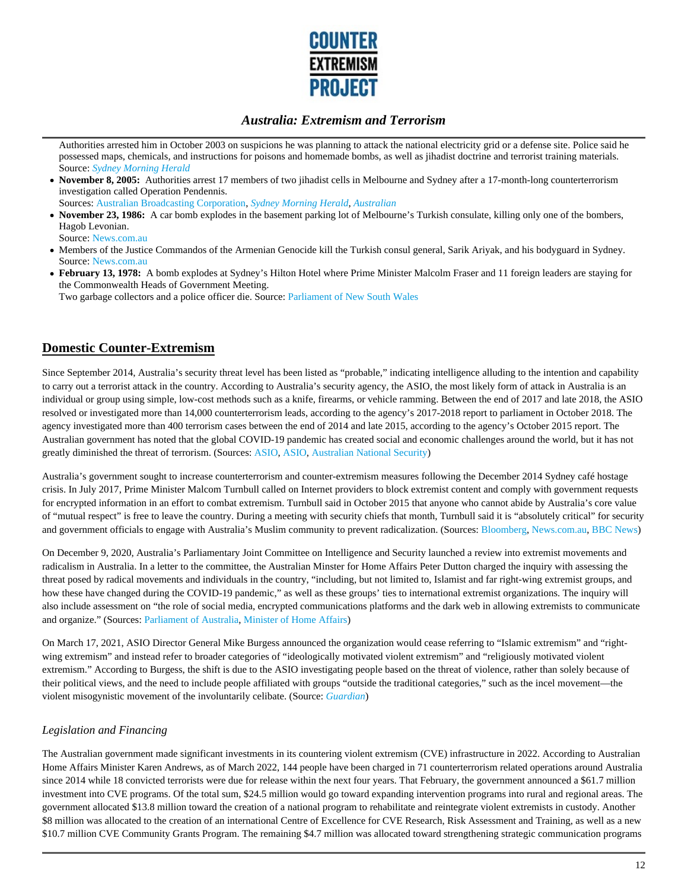Authorities arrested him in October 2003 on suspicions he was planning to attack the national electricity grid or a defense site. Police said he possessed maps, chemicals, and instructions for poisons and homemade bombs, as well as jihadist doctrine and terrorist training materials.
Source: *Sydney Morning Herald*

- **November 8, 2005:** Authorities arrest 17 members of two jihadist cells in Melbourne and Sydney after a 17-month-long counterterrorism investigation called Operation Pendennis.
Sources: Australian Broadcasting Corporation, *Sydney Morning Herald*, *Australian*
- **November 23, 1986:** A car bomb explodes in the basement parking lot of Melbourne's Turkish consulate, killing only one of the bombers, Hagob Levonian.
Source: News.com.au
- Members of the Justice Commandos of the Armenian Genocide kill the Turkish consul general, Sarik Ariyak, and his bodyguard in Sydney.
Source: News.com.au
- **February 13, 1978:** A bomb explodes at Sydney's Hilton Hotel where Prime Minister Malcolm Fraser and 11 foreign leaders are staying for the Commonwealth Heads of Government Meeting.
Two garbage collectors and a police officer die. Source: Parliament of New South Wales

## Domestic Counter-Extremism

Since September 2014, Australia's security threat level has been listed as "probable," indicating intelligence alluding to the intention and capability to carry out a terrorist attack in the country. According to Australia's security agency, the ASIO, the most likely form of attack in Australia is an individual or group using simple, low-cost methods such as a knife, firearms, or vehicle ramming. Between the end of 2017 and late 2018, the ASIO resolved or investigated more than 14,000 counterterrorism leads, according to the agency's 2017-2018 report to parliament in October 2018. The agency investigated more than 400 terrorism cases between the end of 2014 and late 2015, according to the agency's October 2015 report. The Australian government has noted that the global COVID-19 pandemic has created social and economic challenges around the world, but it has not greatly diminished the threat of terrorism. (Sources: ASIO, ASIO, Australian National Security)

Australia's government sought to increase counterterrorism and counter-extremism measures following the December 2014 Sydney café hostage crisis. In July 2017, Prime Minister Malcom Turnbull called on Internet providers to block extremist content and comply with government requests for encrypted information in an effort to combat extremism. Turnbull said in October 2015 that anyone who cannot abide by Australia's core value of "mutual respect" is free to leave the country. During a meeting with security chiefs that month, Turnbull said it is "absolutely critical" for security and government officials to engage with Australia's Muslim community to prevent radicalization. (Sources: Bloomberg, News.com.au, BBC News)

On December 9, 2020, Australia's Parliamentary Joint Committee on Intelligence and Security launched a review into extremist movements and radicalism in Australia. In a letter to the committee, the Australian Minster for Home Affairs Peter Dutton charged the inquiry with assessing the threat posed by radical movements and individuals in the country, "including, but not limited to, Islamist and far right-wing extremist groups, and how these have changed during the COVID-19 pandemic," as well as these groups' ties to international extremist organizations. The inquiry will also include assessment on "the role of social media, encrypted communications platforms and the dark web in allowing extremists to communicate and organize." (Sources: Parliament of Australia, Minister of Home Affairs)

On March 17, 2021, ASIO Director General Mike Burgess announced the organization would cease referring to "Islamic extremism" and "right-wing extremism" and instead refer to broader categories of "ideologically motivated violent extremism" and "religiously motivated violent extremism." According to Burgess, the shift is due to the ASIO investigating people based on the threat of violence, rather than solely because of their political views, and the need to include people affiliated with groups "outside the traditional categories," such as the incel movement—the violent misogynistic movement of the involuntarily celibate. (Source: *Guardian*)

### *Legislation and Financing*

The Australian government made significant investments in its countering violent extremism (CVE) infrastructure in 2022. According to Australian Home Affairs Minister Karen Andrews, as of March 2022, 144 people have been charged in 71 counterterrorism related operations around Australia since 2014 while 18 convicted terrorists were due for release within the next four years. That February, the government announced a $61.7 million investment into CVE programs. Of the total sum, $24.5 million would go toward expanding intervention programs into rural and regional areas. The government allocated $13.8 million toward the creation of a national program to rehabilitate and reintegrate violent extremists in custody. Another $8 million was allocated to the creation of an international Centre of Excellence for CVE Research, Risk Assessment and Training, as well as a new $10.7 million CVE Community Grants Program. The remaining $4.7 million was allocated toward strengthening strategic communication programs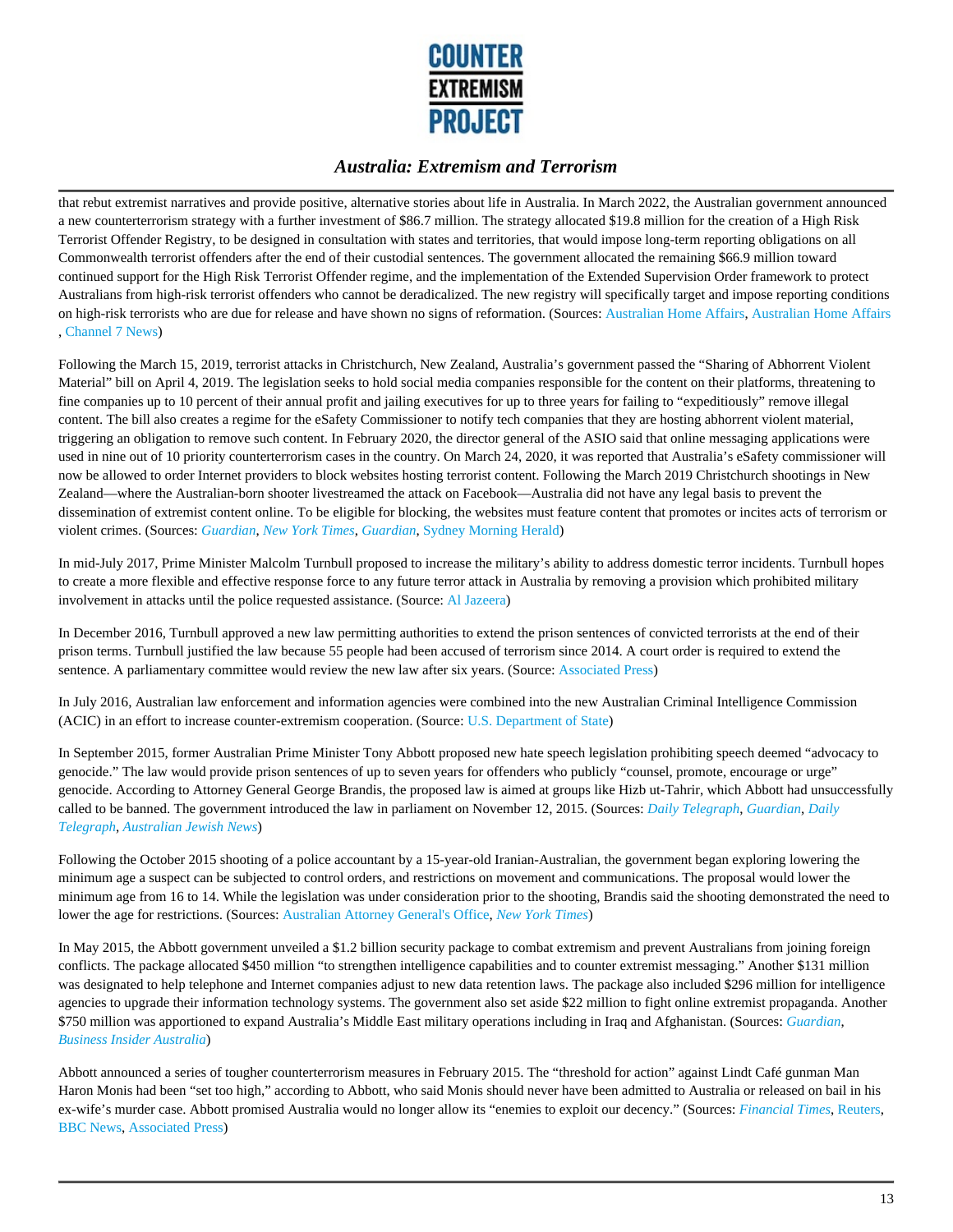that rebut extremist narratives and provide positive, alternative stories about life in Australia. In March 2022, the Australian government announced a new counterterrorism strategy with a further investment of $86.7 million. The strategy allocated $19.8 million for the creation of a High Risk Terrorist Offender Registry, to be designed in consultation with states and territories, that would impose long-term reporting obligations on all Commonwealth terrorist offenders after the end of their custodial sentences. The government allocated the remaining $66.9 million toward continued support for the High Risk Terrorist Offender regime, and the implementation of the Extended Supervision Order framework to protect Australians from high-risk terrorist offenders who cannot be deradicalized. The new registry will specifically target and impose reporting conditions on high-risk terrorists who are due for release and have shown no signs of reformation. (Sources: Australian Home Affairs, Australian Home Affairs, Channel 7 News)

Following the March 15, 2019, terrorist attacks in Christchurch, New Zealand, Australia's government passed the "Sharing of Abhorrent Violent Material" bill on April 4, 2019. The legislation seeks to hold social media companies responsible for the content on their platforms, threatening to fine companies up to 10 percent of their annual profit and jailing executives for up to three years for failing to "expeditiously" remove illegal content. The bill also creates a regime for the eSafety Commissioner to notify tech companies that they are hosting abhorrent violent material, triggering an obligation to remove such content. In February 2020, the director general of the ASIO said that online messaging applications were used in nine out of 10 priority counterterrorism cases in the country. On March 24, 2020, it was reported that Australia's eSafety commissioner will now be allowed to order Internet providers to block websites hosting terrorist content. Following the March 2019 Christchurch shootings in New Zealand—where the Australian-born shooter livestreamed the attack on Facebook—Australia did not have any legal basis to prevent the dissemination of extremist content online. To be eligible for blocking, the websites must feature content that promotes or incites acts of terrorism or violent crimes. (Sources: *Guardian*, *New York Times*, *Guardian*, Sydney Morning Herald)

In mid-July 2017, Prime Minister Malcolm Turnbull proposed to increase the military's ability to address domestic terror incidents. Turnbull hopes to create a more flexible and effective response force to any future terror attack in Australia by removing a provision which prohibited military involvement in attacks until the police requested assistance. (Source: Al Jazeera)

In December 2016, Turnbull approved a new law permitting authorities to extend the prison sentences of convicted terrorists at the end of their prison terms. Turnbull justified the law because 55 people had been accused of terrorism since 2014. A court order is required to extend the sentence. A parliamentary committee would review the new law after six years. (Source: Associated Press)

In July 2016, Australian law enforcement and information agencies were combined into the new Australian Criminal Intelligence Commission (ACIC) in an effort to increase counter-extremism cooperation. (Source: U.S. Department of State)

In September 2015, former Australian Prime Minister Tony Abbott proposed new hate speech legislation prohibiting speech deemed "advocacy to genocide." The law would provide prison sentences of up to seven years for offenders who publicly "counsel, promote, encourage or urge" genocide. According to Attorney General George Brandis, the proposed law is aimed at groups like Hizb ut-Tahrir, which Abbott had unsuccessfully called to be banned. The government introduced the law in parliament on November 12, 2015. (Sources: *Daily Telegraph*, *Guardian*, *Daily Telegraph*, *Australian Jewish News*)

Following the October 2015 shooting of a police accountant by a 15-year-old Iranian-Australian, the government began exploring lowering the minimum age a suspect can be subjected to control orders, and restrictions on movement and communications. The proposal would lower the minimum age from 16 to 14. While the legislation was under consideration prior to the shooting, Brandis said the shooting demonstrated the need to lower the age for restrictions. (Sources: Australian Attorney General's Office, *New York Times*)

In May 2015, the Abbott government unveiled a $1.2 billion security package to combat extremism and prevent Australians from joining foreign conflicts. The package allocated $450 million "to strengthen intelligence capabilities and to counter extremist messaging." Another $131 million was designated to help telephone and Internet companies adjust to new data retention laws. The package also included $296 million for intelligence agencies to upgrade their information technology systems. The government also set aside $22 million to fight online extremist propaganda. Another $750 million was apportioned to expand Australia's Middle East military operations including in Iraq and Afghanistan. (Sources: *Guardian*, *Business Insider Australia*)

Abbott announced a series of tougher counterterrorism measures in February 2015. The "threshold for action" against Lindt Café gunman Man Haron Monis had been "set too high," according to Abbott, who said Monis should never have been admitted to Australia or released on bail in his ex-wife's murder case. Abbott promised Australia would no longer allow its "enemies to exploit our decency." (Sources: *Financial Times*, Reuters, BBC News, Associated Press)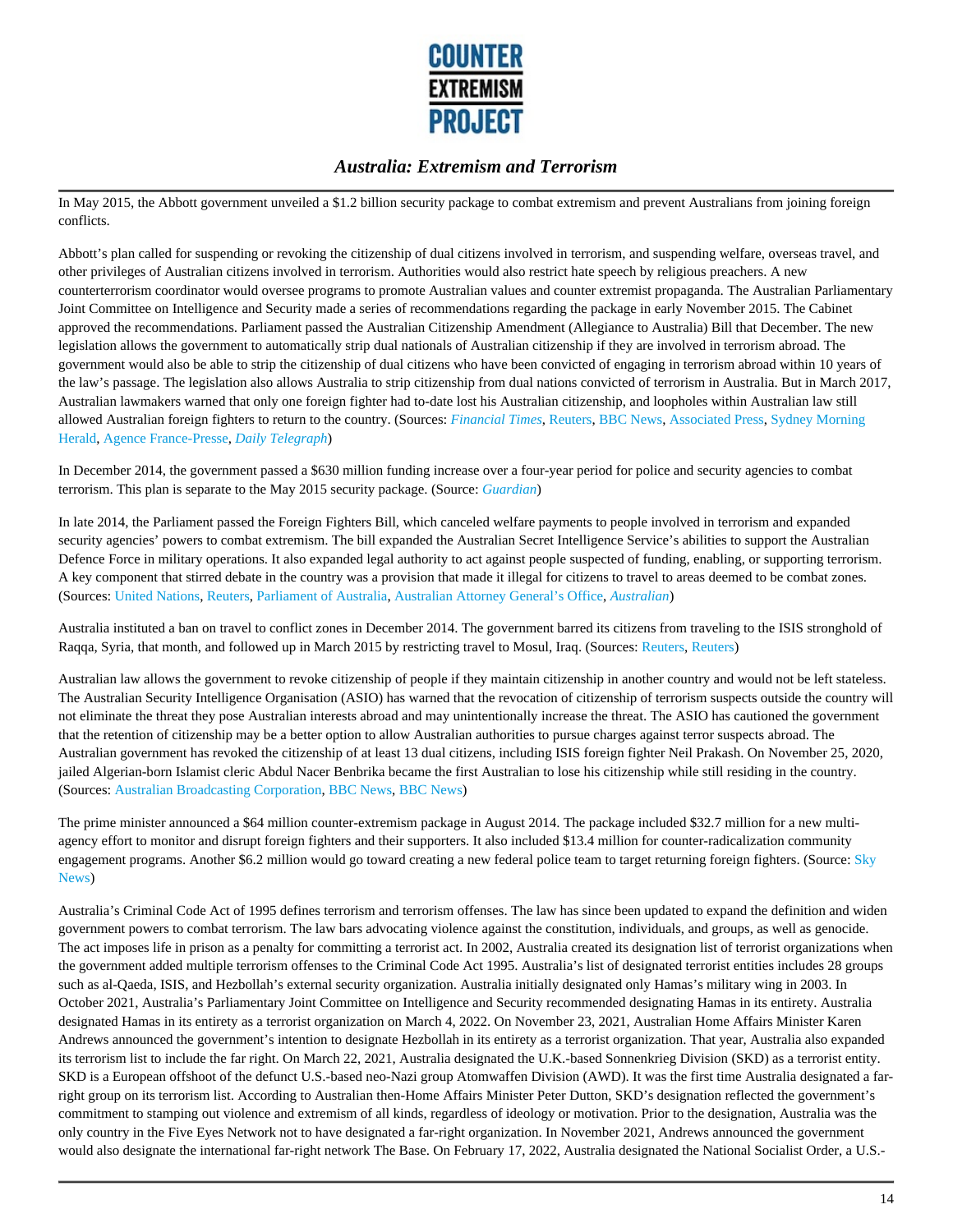In May 2015, the Abbott government unveiled a $1.2 billion security package to combat extremism and prevent Australians from joining foreign conflicts.

Abbott's plan called for suspending or revoking the citizenship of dual citizens involved in terrorism, and suspending welfare, overseas travel, and other privileges of Australian citizens involved in terrorism. Authorities would also restrict hate speech by religious preachers. A new counterterrorism coordinator would oversee programs to promote Australian values and counter extremist propaganda. The Australian Parliamentary Joint Committee on Intelligence and Security made a series of recommendations regarding the package in early November 2015. The Cabinet approved the recommendations. Parliament passed the Australian Citizenship Amendment (Allegiance to Australia) Bill that December. The new legislation allows the government to automatically strip dual nationals of Australian citizenship if they are involved in terrorism abroad. The government would also be able to strip the citizenship of dual citizens who have been convicted of engaging in terrorism abroad within 10 years of the law's passage. The legislation also allows Australia to strip citizenship from dual nations convicted of terrorism in Australia. But in March 2017, Australian lawmakers warned that only one foreign fighter had to-date lost his Australian citizenship, and loopholes within Australian law still allowed Australian foreign fighters to return to the country. (Sources: *Financial Times*, Reuters, BBC News, Associated Press, Sydney Morning Herald, Agence France-Presse, *Daily Telegraph*)

In December 2014, the government passed a $630 million funding increase over a four-year period for police and security agencies to combat terrorism. This plan is separate to the May 2015 security package. (Source: *Guardian*)

In late 2014, the Parliament passed the Foreign Fighters Bill, which canceled welfare payments to people involved in terrorism and expanded security agencies' powers to combat extremism. The bill expanded the Australian Secret Intelligence Service's abilities to support the Australian Defence Force in military operations. It also expanded legal authority to act against people suspected of funding, enabling, or supporting terrorism. A key component that stirred debate in the country was a provision that made it illegal for citizens to travel to areas deemed to be combat zones. (Sources: United Nations, Reuters, Parliament of Australia, Australian Attorney General's Office, *Australian*)

Australia instituted a ban on travel to conflict zones in December 2014. The government barred its citizens from traveling to the ISIS stronghold of Raqqa, Syria, that month, and followed up in March 2015 by restricting travel to Mosul, Iraq. (Sources: Reuters, Reuters)

Australian law allows the government to revoke citizenship of people if they maintain citizenship in another country and would not be left stateless. The Australian Security Intelligence Organisation (ASIO) has warned that the revocation of citizenship of terrorism suspects outside the country will not eliminate the threat they pose Australian interests abroad and may unintentionally increase the threat. The ASIO has cautioned the government that the retention of citizenship may be a better option to allow Australian authorities to pursue charges against terror suspects abroad. The Australian government has revoked the citizenship of at least 13 dual citizens, including ISIS foreign fighter Neil Prakash. On November 25, 2020, jailed Algerian-born Islamist cleric Abdul Nacer Benbrika became the first Australian to lose his citizenship while still residing in the country. (Sources: Australian Broadcasting Corporation, BBC News, BBC News)

The prime minister announced a $64 million counter-extremism package in August 2014. The package included $32.7 million for a new multi-agency effort to monitor and disrupt foreign fighters and their supporters. It also included $13.4 million for counter-radicalization community engagement programs. Another $6.2 million would go toward creating a new federal police team to target returning foreign fighters. (Source: Sky News)

Australia's Criminal Code Act of 1995 defines terrorism and terrorism offenses. The law has since been updated to expand the definition and widen government powers to combat terrorism. The law bars advocating violence against the constitution, individuals, and groups, as well as genocide. The act imposes life in prison as a penalty for committing a terrorist act. In 2002, Australia created its designation list of terrorist organizations when the government added multiple terrorism offenses to the Criminal Code Act 1995. Australia's list of designated terrorist entities includes 28 groups such as al-Qaeda, ISIS, and Hezbollah's external security organization. Australia initially designated only Hamas's military wing in 2003. In October 2021, Australia's Parliamentary Joint Committee on Intelligence and Security recommended designating Hamas in its entirety. Australia designated Hamas in its entirety as a terrorist organization on March 4, 2022. On November 23, 2021, Australian Home Affairs Minister Karen Andrews announced the government's intention to designate Hezbollah in its entirety as a terrorist organization. That year, Australia also expanded its terrorism list to include the far right. On March 22, 2021, Australia designated the U.K.-based Sonnenkrieg Division (SKD) as a terrorist entity. SKD is a European offshoot of the defunct U.S.-based neo-Nazi group Atomwaffen Division (AWD). It was the first time Australia designated a far-right group on its terrorism list. According to Australian then-Home Affairs Minister Peter Dutton, SKD's designation reflected the government's commitment to stamping out violence and extremism of all kinds, regardless of ideology or motivation. Prior to the designation, Australia was the only country in the Five Eyes Network not to have designated a far-right organization. In November 2021, Andrews announced the government would also designate the international far-right network The Base. On February 17, 2022, Australia designated the National Socialist Order, a U.S.-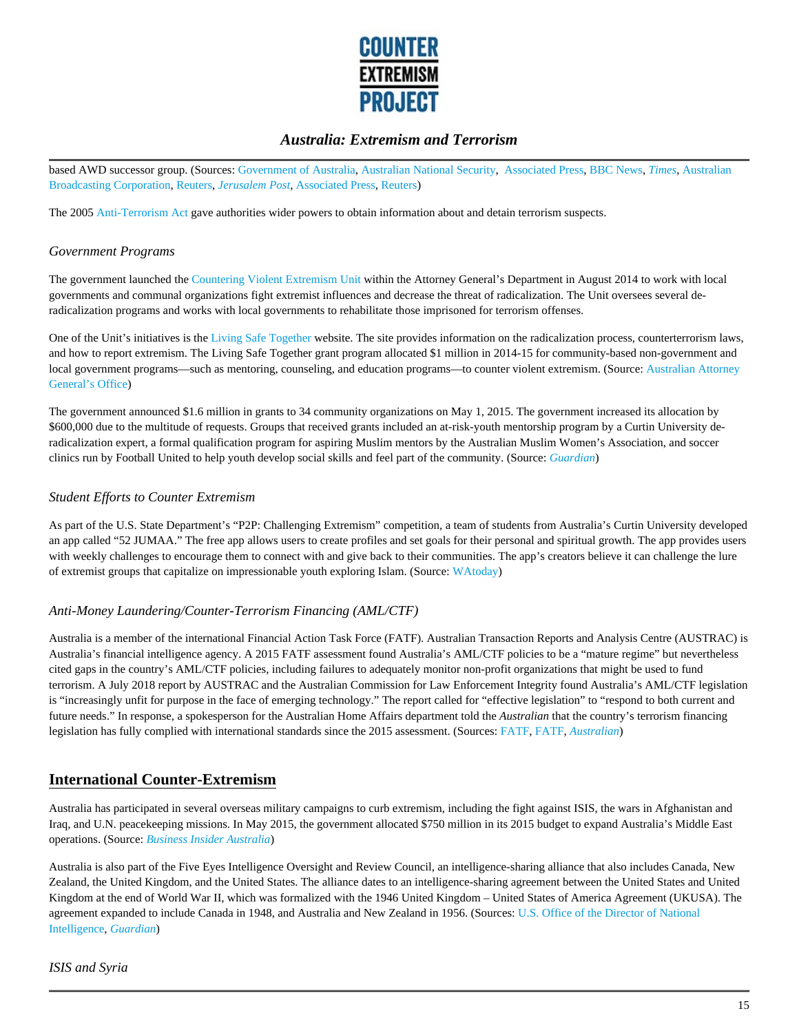based AWD successor group. (Sources: Government of Australia, Australian National Security, Associated Press, BBC News, *Times*, Australian Broadcasting Corporation, Reuters, *Jerusalem Post*, Associated Press, Reuters)

The 2005 Anti-Terrorism Act gave authorities wider powers to obtain information about and detain terrorism suspects.

### *Government Programs*

The government launched the Countering Violent Extremism Unit within the Attorney General's Department in August 2014 to work with local governments and communal organizations fight extremist influences and decrease the threat of radicalization. The Unit oversees several de-radicalization programs and works with local governments to rehabilitate those imprisoned for terrorism offenses.

One of the Unit's initiatives is the Living Safe Together website. The site provides information on the radicalization process, counterterrorism laws, and how to report extremism. The Living Safe Together grant program allocated $1 million in 2014-15 for community-based non-government and local government programs—such as mentoring, counseling, and education programs—to counter violent extremism. (Source: Australian Attorney General's Office)

The government announced $1.6 million in grants to 34 community organizations on May 1, 2015. The government increased its allocation by $600,000 due to the multitude of requests. Groups that received grants included an at-risk-youth mentorship program by a Curtin University de-radicalization expert, a formal qualification program for aspiring Muslim mentors by the Australian Muslim Women's Association, and soccer clinics run by Football United to help youth develop social skills and feel part of the community. (Source: *Guardian*)

### *Student Efforts to Counter Extremism*

As part of the U.S. State Department's "P2P: Challenging Extremism" competition, a team of students from Australia's Curtin University developed an app called "52 JUMAA." The free app allows users to create profiles and set goals for their personal and spiritual growth. The app provides users with weekly challenges to encourage them to connect with and give back to their communities. The app's creators believe it can challenge the lure of extremist groups that capitalize on impressionable youth exploring Islam. (Source: WAtoday)

### *Anti-Money Laundering/Counter-Terrorism Financing (AML/CTF)*

Australia is a member of the international Financial Action Task Force (FATF). Australian Transaction Reports and Analysis Centre (AUSTRAC) is Australia's financial intelligence agency. A 2015 FATF assessment found Australia's AML/CTF policies to be a "mature regime" but nevertheless cited gaps in the country's AML/CTF policies, including failures to adequately monitor non-profit organizations that might be used to fund terrorism. A July 2018 report by AUSTRAC and the Australian Commission for Law Enforcement Integrity found Australia's AML/CTF legislation is "increasingly unfit for purpose in the face of emerging technology." The report called for "effective legislation" to "respond to both current and future needs." In response, a spokesperson for the Australian Home Affairs department told the *Australian* that the country's terrorism financing legislation has fully complied with international standards since the 2015 assessment. (Sources: FATF, FATF, *Australian*)

## International Counter-Extremism

Australia has participated in several overseas military campaigns to curb extremism, including the fight against ISIS, the wars in Afghanistan and Iraq, and U.N. peacekeeping missions. In May 2015, the government allocated $750 million in its 2015 budget to expand Australia's Middle East operations. (Source: *Business Insider Australia*)

Australia is also part of the Five Eyes Intelligence Oversight and Review Council, an intelligence-sharing alliance that also includes Canada, New Zealand, the United Kingdom, and the United States. The alliance dates to an intelligence-sharing agreement between the United States and United Kingdom at the end of World War II, which was formalized with the 1946 United Kingdom – United States of America Agreement (UKUSA). The agreement expanded to include Canada in 1948, and Australia and New Zealand in 1956. (Sources: U.S. Office of the Director of National Intelligence, *Guardian*)

### *ISIS and Syria*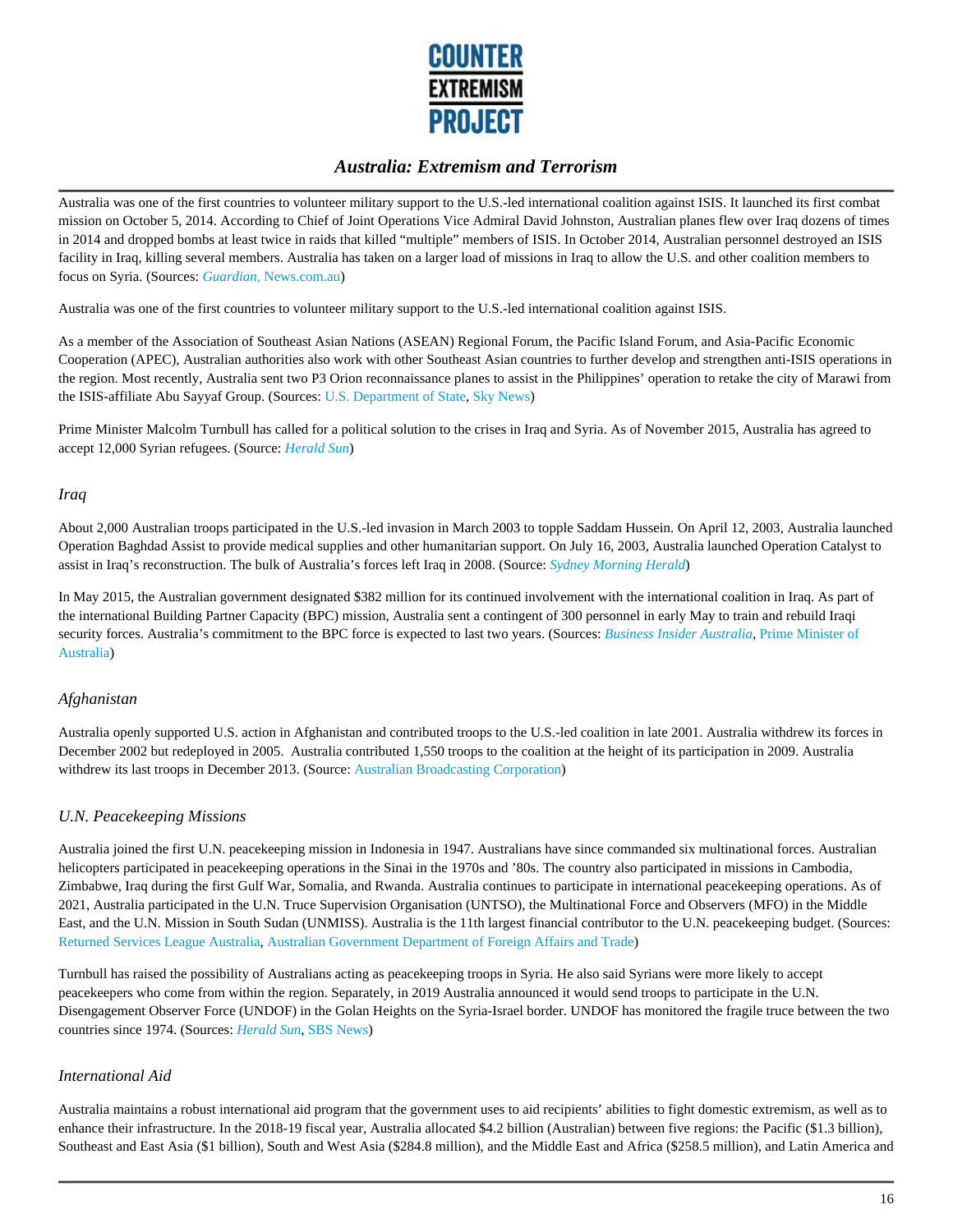Australia was one of the first countries to volunteer military support to the U.S.-led international coalition against ISIS. It launched its first combat mission on October 5, 2014. According to Chief of Joint Operations Vice Admiral David Johnston, Australian planes flew over Iraq dozens of times in 2014 and dropped bombs at least twice in raids that killed "multiple" members of ISIS. In October 2014, Australian personnel destroyed an ISIS facility in Iraq, killing several members. Australia has taken on a larger load of missions in Iraq to allow the U.S. and other coalition members to focus on Syria. (Sources: *Guardian,* News.com.au)

Australia was one of the first countries to volunteer military support to the U.S.-led international coalition against ISIS.

As a member of the Association of Southeast Asian Nations (ASEAN) Regional Forum, the Pacific Island Forum, and Asia-Pacific Economic Cooperation (APEC), Australian authorities also work with other Southeast Asian countries to further develop and strengthen anti-ISIS operations in the region. Most recently, Australia sent two P3 Orion reconnaissance planes to assist in the Philippines' operation to retake the city of Marawi from the ISIS-affiliate Abu Sayyaf Group. (Sources: U.S. Department of State, Sky News)

Prime Minister Malcolm Turnbull has called for a political solution to the crises in Iraq and Syria. As of November 2015, Australia has agreed to accept 12,000 Syrian refugees. (Source: *Herald Sun*)

### *Iraq*

About 2,000 Australian troops participated in the U.S.-led invasion in March 2003 to topple Saddam Hussein. On April 12, 2003, Australia launched Operation Baghdad Assist to provide medical supplies and other humanitarian support. On July 16, 2003, Australia launched Operation Catalyst to assist in Iraq's reconstruction. The bulk of Australia's forces left Iraq in 2008. (Source: *Sydney Morning Herald*)

In May 2015, the Australian government designated $382 million for its continued involvement with the international coalition in Iraq. As part of the international Building Partner Capacity (BPC) mission, Australia sent a contingent of 300 personnel in early May to train and rebuild Iraqi security forces. Australia's commitment to the BPC force is expected to last two years. (Sources: *Business Insider Australia*, Prime Minister of Australia)

### *Afghanistan*

Australia openly supported U.S. action in Afghanistan and contributed troops to the U.S.-led coalition in late 2001. Australia withdrew its forces in December 2002 but redeployed in 2005. Australia contributed 1,550 troops to the coalition at the height of its participation in 2009. Australia withdrew its last troops in December 2013. (Source: Australian Broadcasting Corporation)

### *U.N. Peacekeeping Missions*

Australia joined the first U.N. peacekeeping mission in Indonesia in 1947. Australians have since commanded six multinational forces. Australian helicopters participated in peacekeeping operations in the Sinai in the 1970s and '80s. The country also participated in missions in Cambodia, Zimbabwe, Iraq during the first Gulf War, Somalia, and Rwanda. Australia continues to participate in international peacekeeping operations. As of 2021, Australia participated in the U.N. Truce Supervision Organisation (UNTSO), the Multinational Force and Observers (MFO) in the Middle East, and the U.N. Mission in South Sudan (UNMISS). Australia is the 11th largest financial contributor to the U.N. peacekeeping budget. (Sources: Returned Services League Australia, Australian Government Department of Foreign Affairs and Trade)

Turnbull has raised the possibility of Australians acting as peacekeeping troops in Syria. He also said Syrians were more likely to accept peacekeepers who come from within the region. Separately, in 2019 Australia announced it would send troops to participate in the U.N. Disengagement Observer Force (UNDOF) in the Golan Heights on the Syria-Israel border. UNDOF has monitored the fragile truce between the two countries since 1974. (Sources: *Herald Sun*, SBS News)

### *International Aid*

Australia maintains a robust international aid program that the government uses to aid recipients' abilities to fight domestic extremism, as well as to enhance their infrastructure. In the 2018-19 fiscal year, Australia allocated $4.2 billion (Australian) between five regions: the Pacific ($1.3 billion), Southeast and East Asia ($1 billion), South and West Asia ($284.8 million), and the Middle East and Africa ($258.5 million), and Latin America and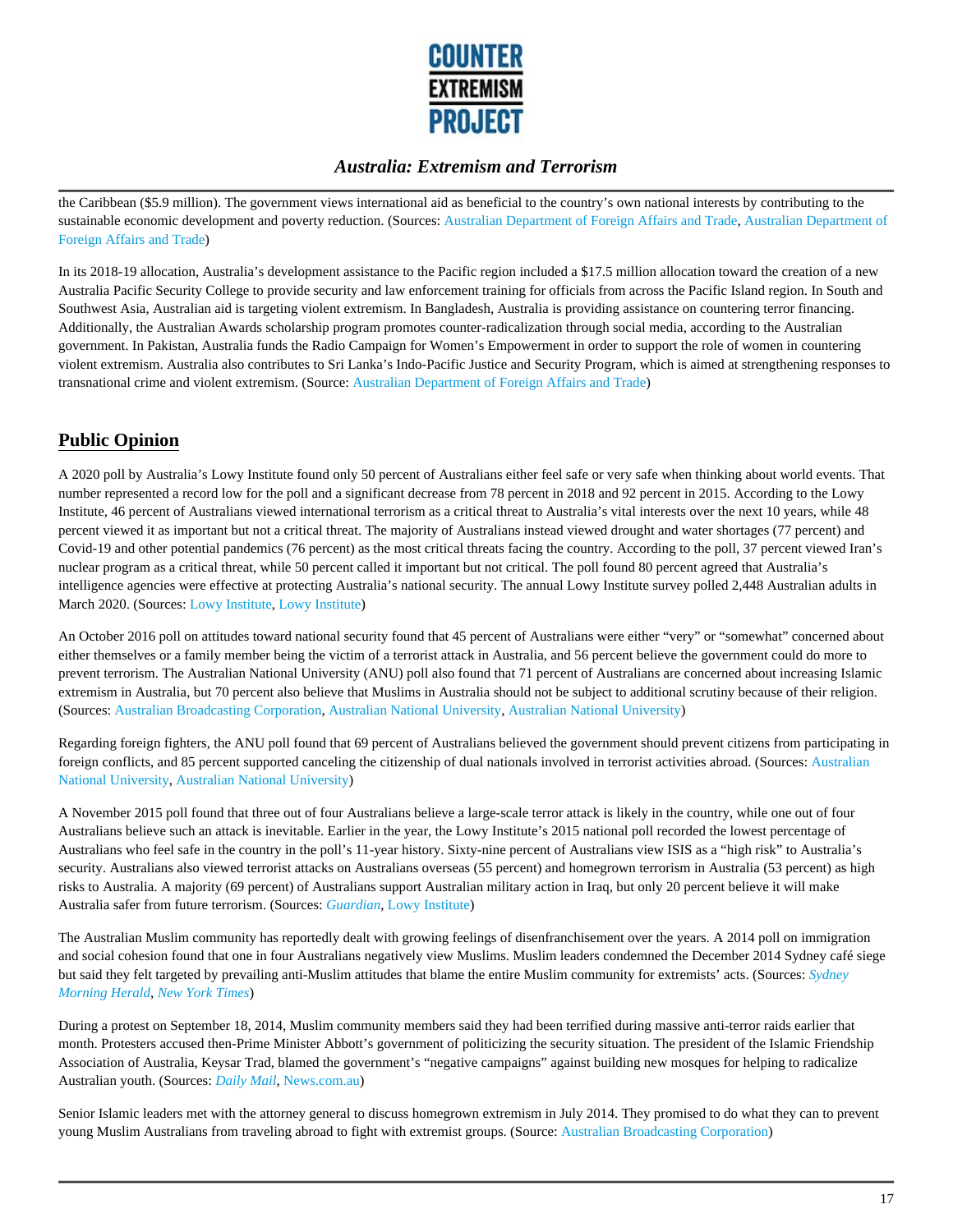the Caribbean ($5.9 million). The government views international aid as beneficial to the country's own national interests by contributing to the sustainable economic development and poverty reduction. (Sources: Australian Department of Foreign Affairs and Trade, Australian Department of Foreign Affairs and Trade)

In its 2018-19 allocation, Australia's development assistance to the Pacific region included a $17.5 million allocation toward the creation of a new Australia Pacific Security College to provide security and law enforcement training for officials from across the Pacific Island region. In South and Southwest Asia, Australian aid is targeting violent extremism. In Bangladesh, Australia is providing assistance on countering terror financing. Additionally, the Australian Awards scholarship program promotes counter-radicalization through social media, according to the Australian government. In Pakistan, Australia funds the Radio Campaign for Women's Empowerment in order to support the role of women in countering violent extremism. Australia also contributes to Sri Lanka's Indo-Pacific Justice and Security Program, which is aimed at strengthening responses to transnational crime and violent extremism. (Source: Australian Department of Foreign Affairs and Trade)

## Public Opinion

A 2020 poll by Australia's Lowy Institute found only 50 percent of Australians either feel safe or very safe when thinking about world events. That number represented a record low for the poll and a significant decrease from 78 percent in 2018 and 92 percent in 2015. According to the Lowy Institute, 46 percent of Australians viewed international terrorism as a critical threat to Australia's vital interests over the next 10 years, while 48 percent viewed it as important but not a critical threat. The majority of Australians instead viewed drought and water shortages (77 percent) and Covid-19 and other potential pandemics (76 percent) as the most critical threats facing the country. According to the poll, 37 percent viewed Iran's nuclear program as a critical threat, while 50 percent called it important but not critical. The poll found 80 percent agreed that Australia's intelligence agencies were effective at protecting Australia's national security. The annual Lowy Institute survey polled 2,448 Australian adults in March 2020. (Sources: Lowy Institute, Lowy Institute)

An October 2016 poll on attitudes toward national security found that 45 percent of Australians were either "very" or "somewhat" concerned about either themselves or a family member being the victim of a terrorist attack in Australia, and 56 percent believe the government could do more to prevent terrorism. The Australian National University (ANU) poll also found that 71 percent of Australians are concerned about increasing Islamic extremism in Australia, but 70 percent also believe that Muslims in Australia should not be subject to additional scrutiny because of their religion. (Sources: Australian Broadcasting Corporation, Australian National University, Australian National University)

Regarding foreign fighters, the ANU poll found that 69 percent of Australians believed the government should prevent citizens from participating in foreign conflicts, and 85 percent supported canceling the citizenship of dual nationals involved in terrorist activities abroad. (Sources: Australian National University, Australian National University)

A November 2015 poll found that three out of four Australians believe a large-scale terror attack is likely in the country, while one out of four Australians believe such an attack is inevitable. Earlier in the year, the Lowy Institute's 2015 national poll recorded the lowest percentage of Australians who feel safe in the country in the poll's 11-year history. Sixty-nine percent of Australians view ISIS as a "high risk" to Australia's security. Australians also viewed terrorist attacks on Australians overseas (55 percent) and homegrown terrorism in Australia (53 percent) as high risks to Australia. A majority (69 percent) of Australians support Australian military action in Iraq, but only 20 percent believe it will make Australia safer from future terrorism. (Sources: *Guardian*, Lowy Institute)

The Australian Muslim community has reportedly dealt with growing feelings of disenfranchisement over the years. A 2014 poll on immigration and social cohesion found that one in four Australians negatively view Muslims. Muslim leaders condemned the December 2014 Sydney café siege but said they felt targeted by prevailing anti-Muslim attitudes that blame the entire Muslim community for extremists' acts. (Sources: *Sydney Morning Herald*, *New York Times*)

During a protest on September 18, 2014, Muslim community members said they had been terrified during massive anti-terror raids earlier that month. Protesters accused then-Prime Minister Abbott's government of politicizing the security situation. The president of the Islamic Friendship Association of Australia, Keysar Trad, blamed the government's "negative campaigns" against building new mosques for helping to radicalize Australian youth. (Sources: *Daily Mail*, News.com.au)

Senior Islamic leaders met with the attorney general to discuss homegrown extremism in July 2014. They promised to do what they can to prevent young Muslim Australians from traveling abroad to fight with extremist groups. (Source: Australian Broadcasting Corporation)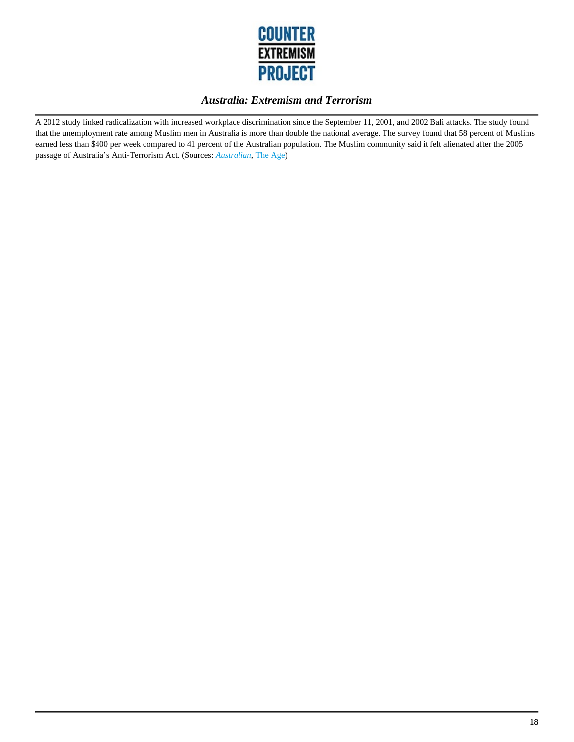A 2012 study linked radicalization with increased workplace discrimination since the September 11, 2001, and 2002 Bali attacks. The study found that the unemployment rate among Muslim men in Australia is more than double the national average. The survey found that 58 percent of Muslims earned less than $400 per week compared to 41 percent of the Australian population. The Muslim community said it felt alienated after the 2005 passage of Australia's Anti-Terrorism Act. (Sources: *Australian*, The Age)